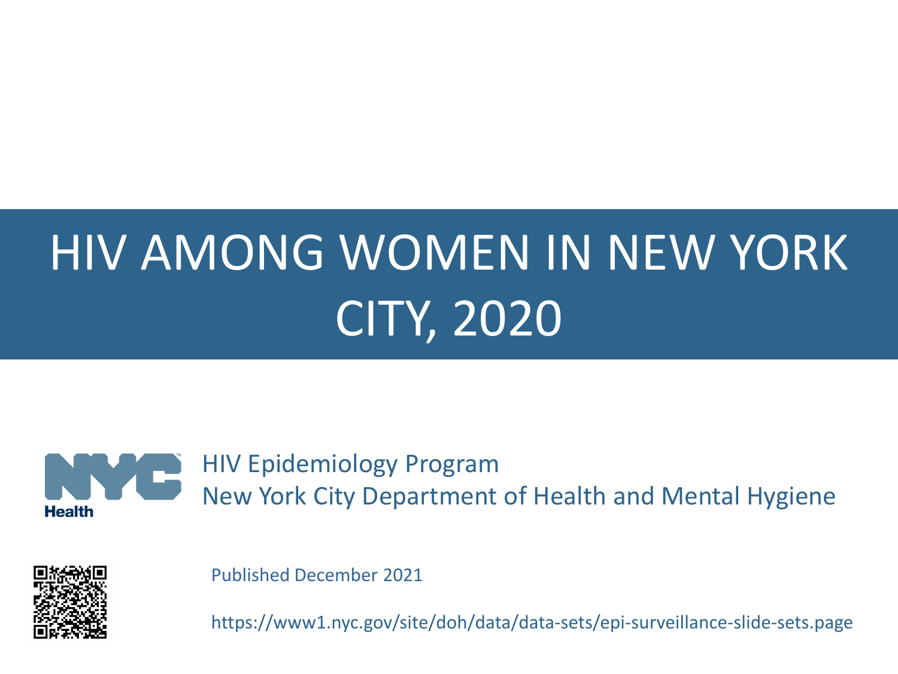# HIV AMONG WOMEN IN NEW YORK CITY, 2020

Health

HIV Epidemiology Program
New York City Department of Health and Mental Hygiene

Published December 2021

https://www1.nyc.gov/site/doh/data/data-sets/epi-surveillance-slide-sets.page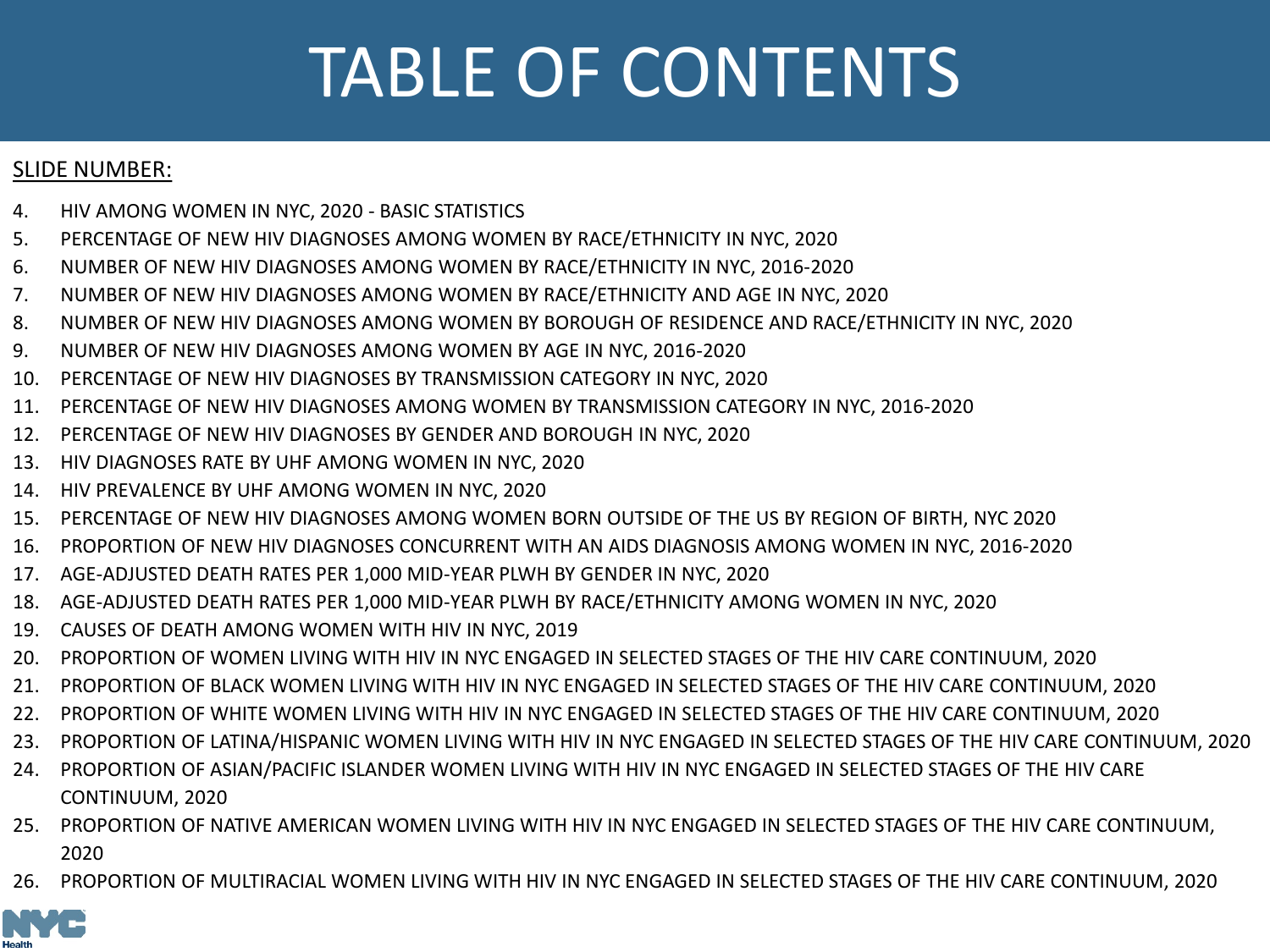# TABLE OF CONTENTS

SLIDE NUMBER:

4. HIV AMONG WOMEN IN NYC, 2020 - BASIC STATISTICS
5. PERCENTAGE OF NEW HIV DIAGNOSES AMONG WOMEN BY RACE/ETHNICITY IN NYC, 2020
6. NUMBER OF NEW HIV DIAGNOSES AMONG WOMEN BY RACE/ETHNICITY IN NYC, 2016-2020
7. NUMBER OF NEW HIV DIAGNOSES AMONG WOMEN BY RACE/ETHNICITY AND AGE IN NYC, 2020
8. NUMBER OF NEW HIV DIAGNOSES AMONG WOMEN BY BOROUGH OF RESIDENCE AND RACE/ETHNICITY IN NYC, 2020
9. NUMBER OF NEW HIV DIAGNOSES AMONG WOMEN BY AGE IN NYC, 2016-2020
10. PERCENTAGE OF NEW HIV DIAGNOSES BY TRANSMISSION CATEGORY IN NYC, 2020
11. PERCENTAGE OF NEW HIV DIAGNOSES AMONG WOMEN BY TRANSMISSION CATEGORY IN NYC, 2016-2020
12. PERCENTAGE OF NEW HIV DIAGNOSES BY GENDER AND BOROUGH IN NYC, 2020
13. HIV DIAGNOSES RATE BY UHF AMONG WOMEN IN NYC, 2020
14. HIV PREVALENCE BY UHF AMONG WOMEN IN NYC, 2020
15. PERCENTAGE OF NEW HIV DIAGNOSES AMONG WOMEN BORN OUTSIDE OF THE US BY REGION OF BIRTH, NYC 2020
16. PROPORTION OF NEW HIV DIAGNOSES CONCURRENT WITH AN AIDS DIAGNOSIS AMONG WOMEN IN NYC, 2016-2020
17. AGE-ADJUSTED DEATH RATES PER 1,000 MID-YEAR PLWH BY GENDER IN NYC, 2020
18. AGE-ADJUSTED DEATH RATES PER 1,000 MID-YEAR PLWH BY RACE/ETHNICITY AMONG WOMEN IN NYC, 2020
19. CAUSES OF DEATH AMONG WOMEN WITH HIV IN NYC, 2019
20. PROPORTION OF WOMEN LIVING WITH HIV IN NYC ENGAGED IN SELECTED STAGES OF THE HIV CARE CONTINUUM, 2020
21. PROPORTION OF BLACK WOMEN LIVING WITH HIV IN NYC ENGAGED IN SELECTED STAGES OF THE HIV CARE CONTINUUM, 2020
22. PROPORTION OF WHITE WOMEN LIVING WITH HIV IN NYC ENGAGED IN SELECTED STAGES OF THE HIV CARE CONTINUUM, 2020
23. PROPORTION OF LATINA/HISPANIC WOMEN LIVING WITH HIV IN NYC ENGAGED IN SELECTED STAGES OF THE HIV CARE CONTINUUM, 2020
24. PROPORTION OF ASIAN/PACIFIC ISLANDER WOMEN LIVING WITH HIV IN NYC ENGAGED IN SELECTED STAGES OF THE HIV CARE CONTINUUM, 2020
25. PROPORTION OF NATIVE AMERICAN WOMEN LIVING WITH HIV IN NYC ENGAGED IN SELECTED STAGES OF THE HIV CARE CONTINUUM, 2020
26. PROPORTION OF MULTIRACIAL WOMEN LIVING WITH HIV IN NYC ENGAGED IN SELECTED STAGES OF THE HIV CARE CONTINUUM, 2020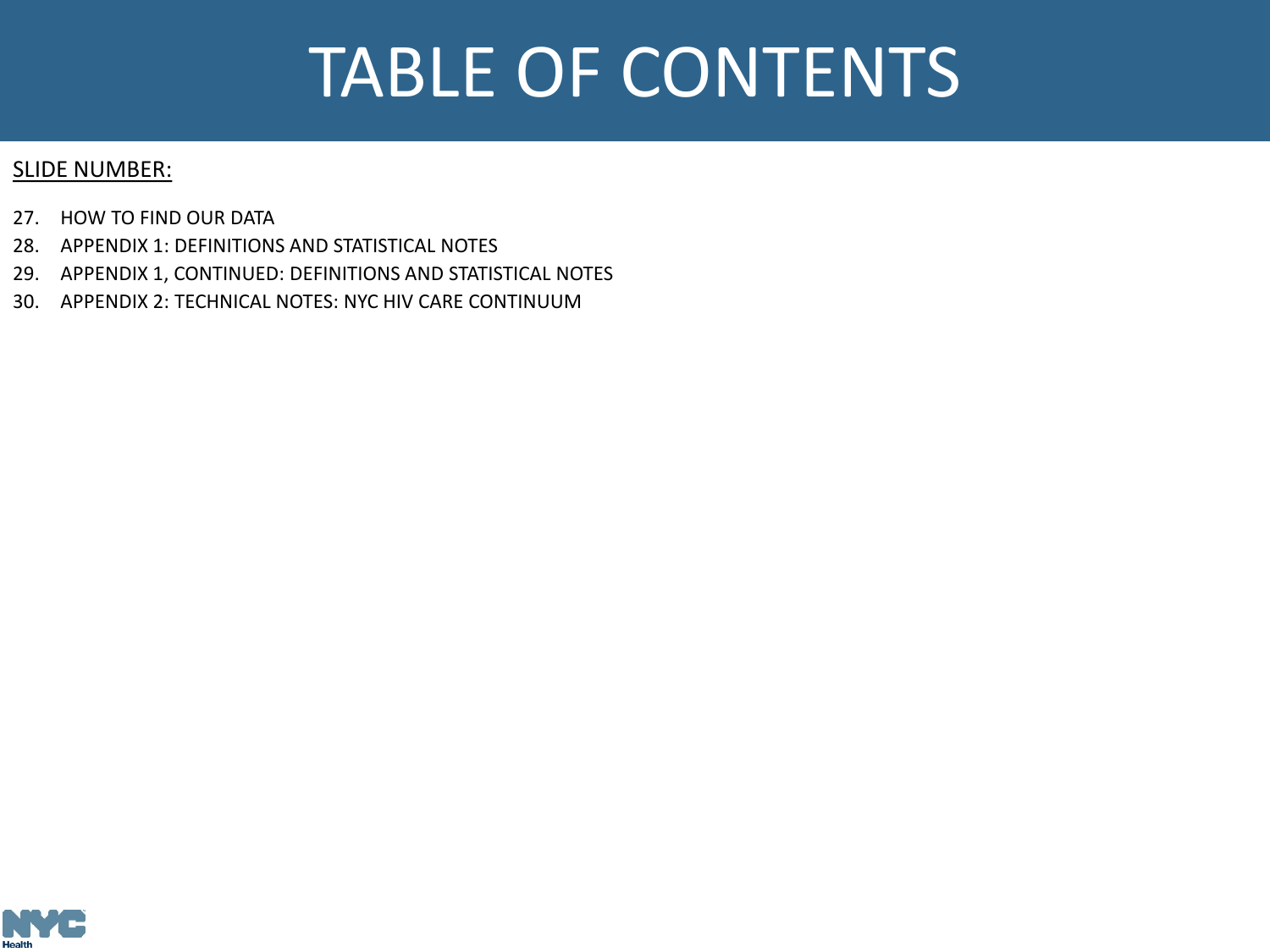# TABLE OF CONTENTS

SLIDE NUMBER:

27. HOW TO FIND OUR DATA
28. APPENDIX 1: DEFINITIONS AND STATISTICAL NOTES
29. APPENDIX 1, CONTINUED: DEFINITIONS AND STATISTICAL NOTES
30. APPENDIX 2: TECHNICAL NOTES: NYC HIV CARE CONTINUUM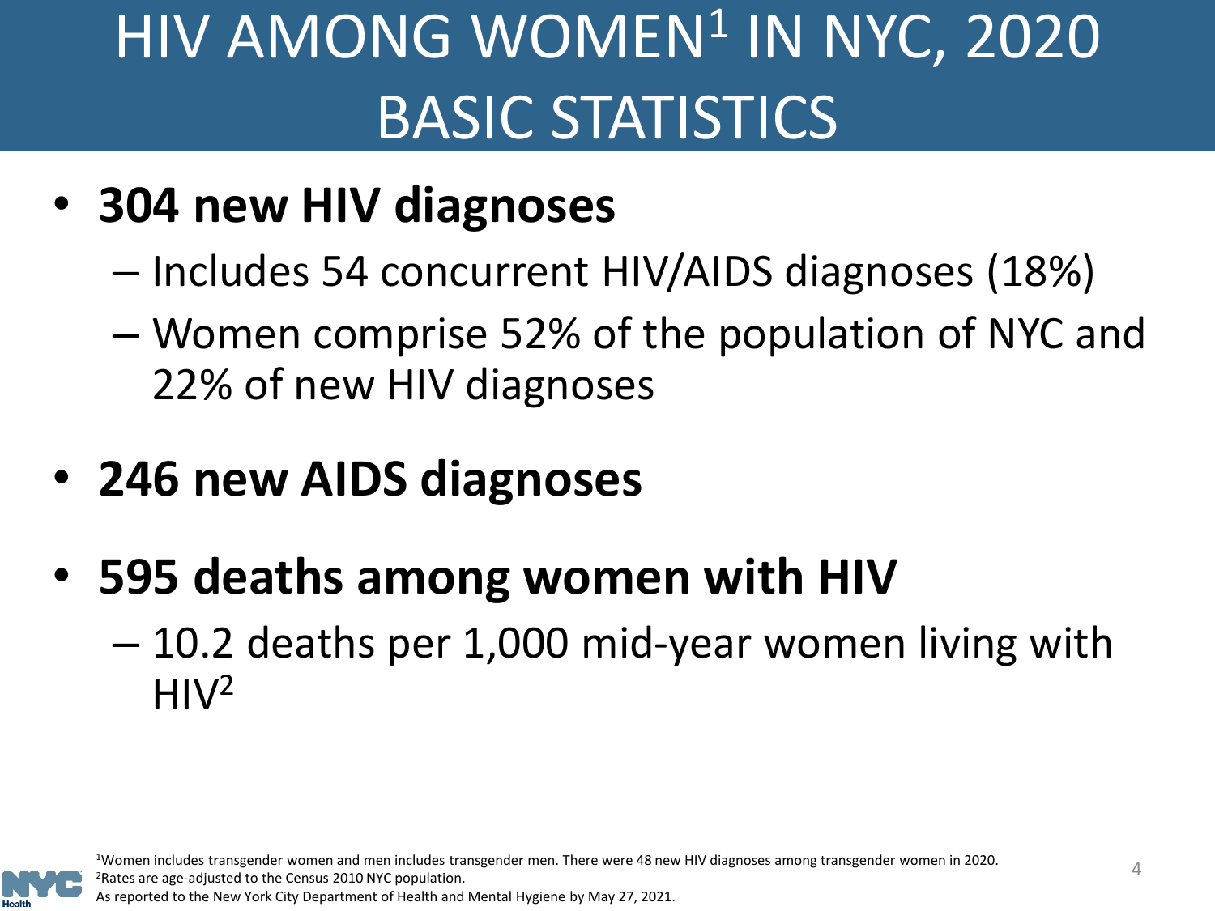# HIV AMONG WOMEN[1] IN NYC, 2020 BASIC STATISTICS

- **304 new HIV diagnoses**
  - Includes 54 concurrent HIV/AIDS diagnoses (18%)
  - Women comprise 52% of the population of NYC and 22% of new HIV diagnoses
- **246 new AIDS diagnoses**
- **595 deaths among women with HIV**
  - 10.2 deaths per 1,000 mid-year women living with HIV[2]

[1]Women includes transgender women and men includes transgender men. There were 48 new HIV diagnoses among transgender women in 2020.
[2]Rates are age-adjusted to the Census 2010 NYC population.
As reported to the New York City Department of Health and Mental Hygiene by May 27, 2021.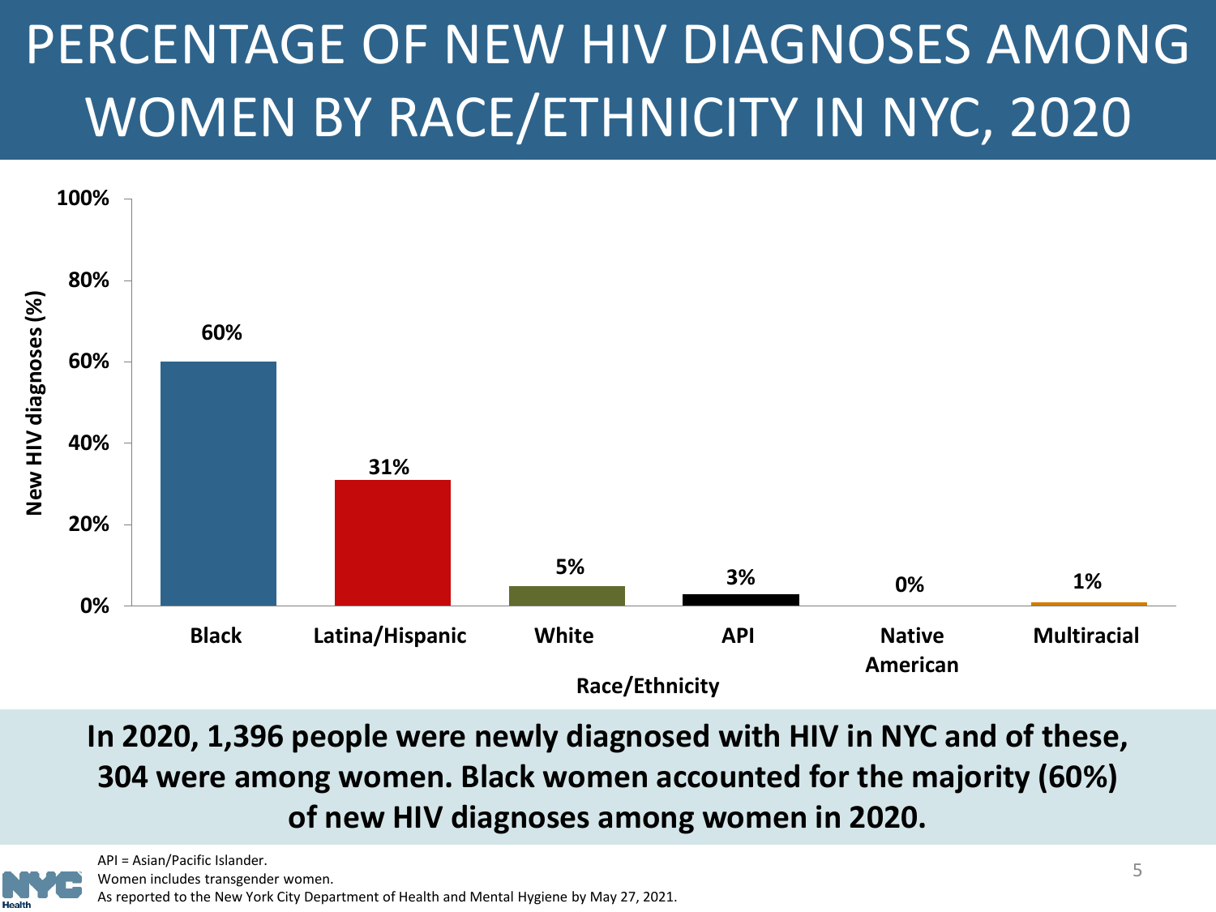# PERCENTAGE OF NEW HIV DIAGNOSES AMONG WOMEN BY RACE/ETHNICITY IN NYC, 2020

| Race/Ethnicity | New HIV diagnoses (%) |
|---|---|
| Black | 60% |
| Latina/Hispanic | 31% |
| White | 5% |
| API | 3% |
| Native American | 0% |
| Multiracial | 1% |

**In 2020, 1,396 people were newly diagnosed with HIV in NYC and of these, 304 were among women. Black women accounted for the majority (60%) of new HIV diagnoses among women in 2020.**

API = Asian/Pacific Islander.
Women includes transgender women.
As reported to the New York City Department of Health and Mental Hygiene by May 27, 2021.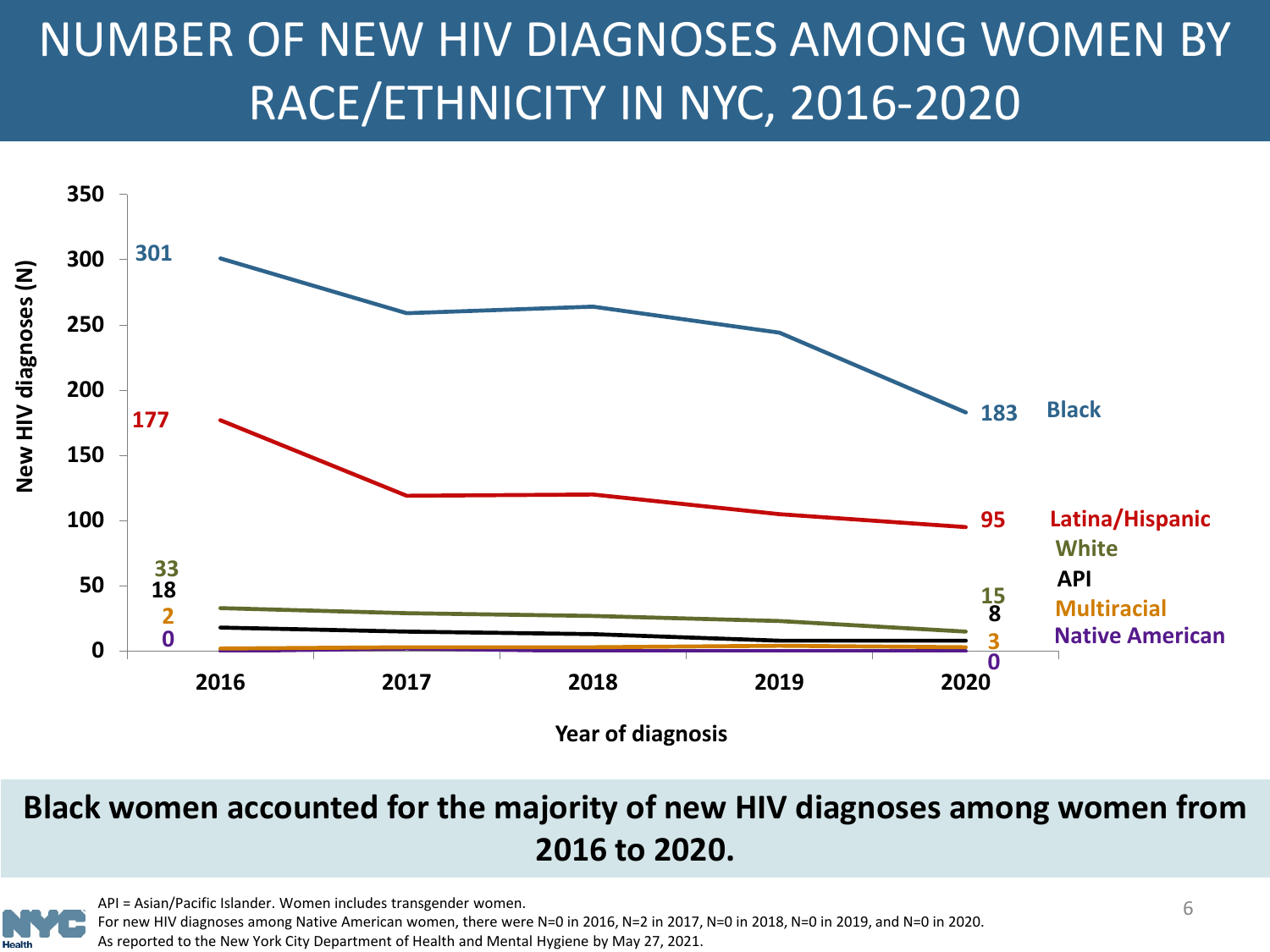# NUMBER OF NEW HIV DIAGNOSES AMONG WOMEN BY RACE/ETHNICITY IN NYC, 2016-2020

New HIV diagnoses (N) by Year of diagnosis:

| Race/Ethnicity | 2016 | 2020 |
|---|---|---|
| Black | 301 | 183 |
| Latina/Hispanic | 177 | 95 |
| White | 33 | 15 |
| API | 18 | 8 |
| Multiracial | 2 | 3 |
| Native American | 0 | 0 |

**Black women accounted for the majority of new HIV diagnoses among women from 2016 to 2020.**

API = Asian/Pacific Islander. Women includes transgender women.
For new HIV diagnoses among Native American women, there were N=0 in 2016, N=2 in 2017, N=0 in 2018, N=0 in 2019, and N=0 in 2020.
As reported to the New York City Department of Health and Mental Hygiene by May 27, 2021.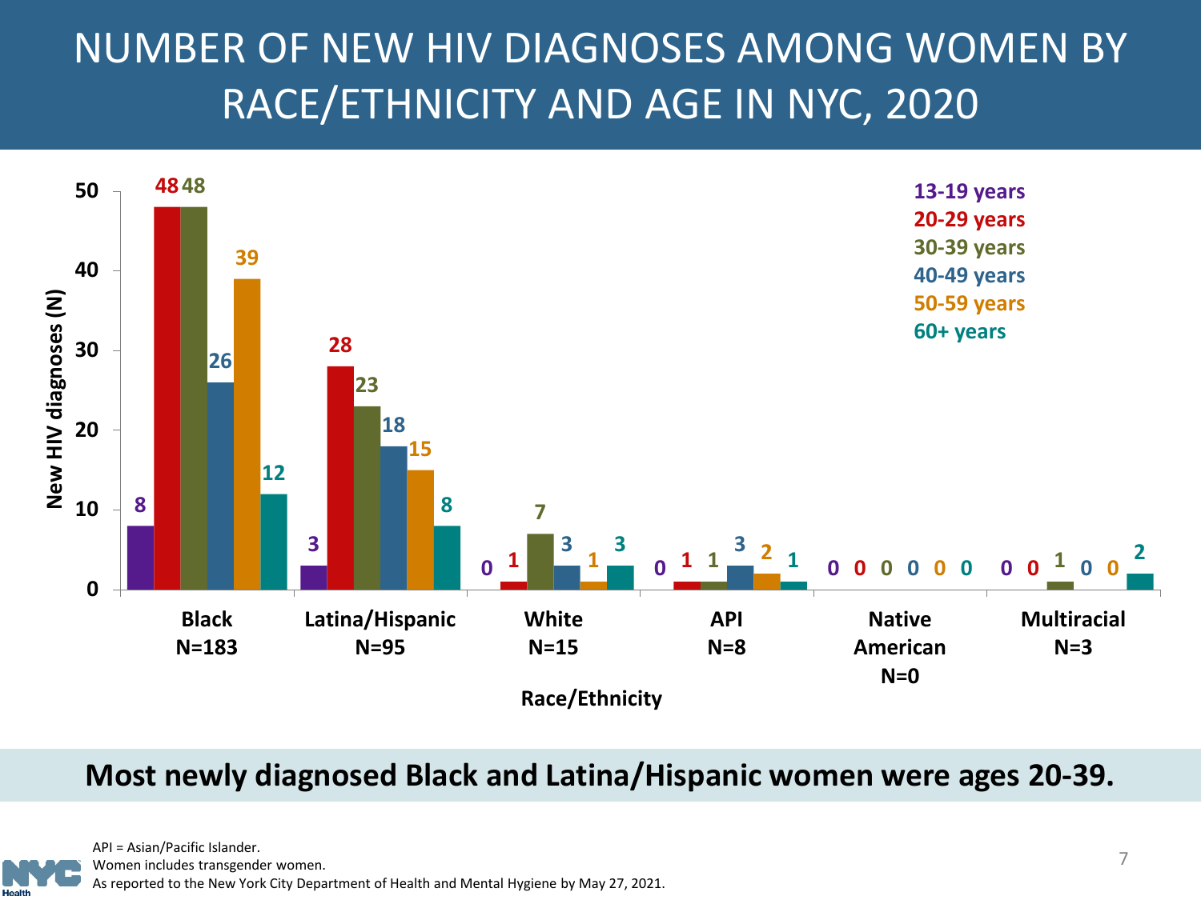# NUMBER OF NEW HIV DIAGNOSES AMONG WOMEN BY RACE/ETHNICITY AND AGE IN NYC, 2020

| Race/Ethnicity | 13-19 years | 20-29 years | 30-39 years | 40-49 years | 50-59 years | 60+ years |
|---|---|---|---|---|---|---|
| Black N=183 | 8 | 48 | 48 | 26 | 39 | 12 |
| Latina/Hispanic N=95 | 3 | 28 | 23 | 18 | 15 | 8 |
| White N=15 | 0 | 1 | 7 | 3 | 1 | 3 |
| API N=8 | 0 | 1 | 1 | 3 | 2 | 1 |
| Native American N=0 | 0 | 0 | 0 | 0 | 0 | 0 |
| Multiracial N=3 | 0 | 0 | 1 | 0 | 0 | 2 |

New HIV diagnoses (N) by Race/Ethnicity

**Most newly diagnosed Black and Latina/Hispanic women were ages 20-39.**

API = Asian/Pacific Islander.
Women includes transgender women.
As reported to the New York City Department of Health and Mental Hygiene by May 27, 2021.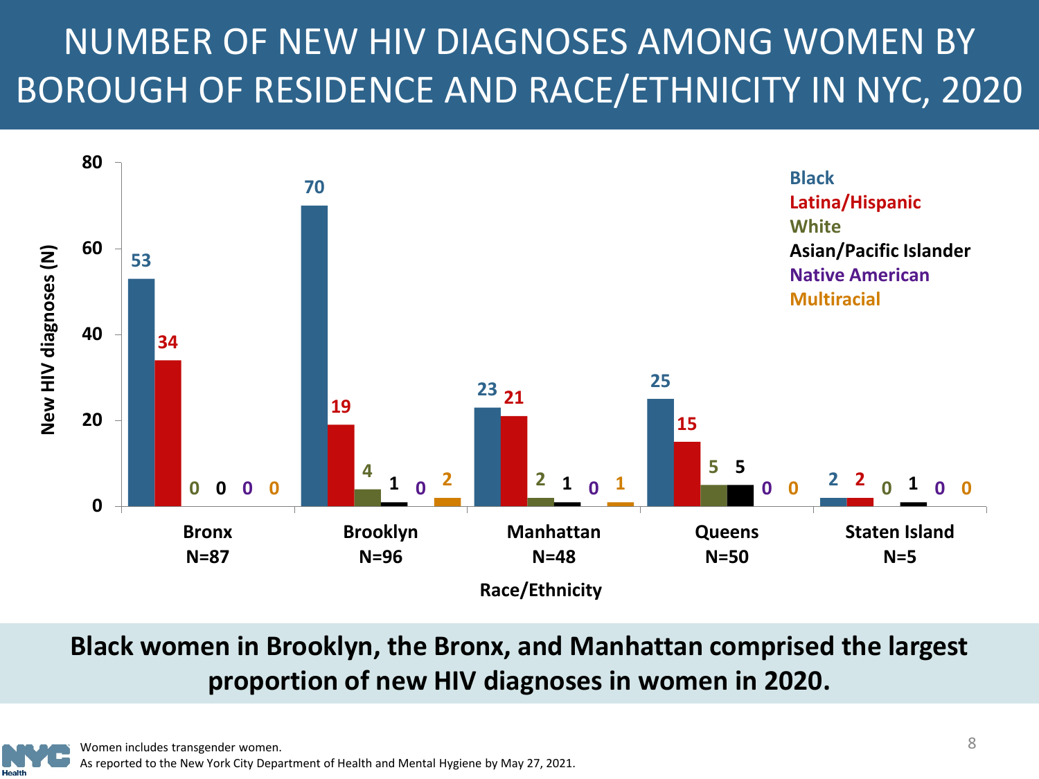# NUMBER OF NEW HIV DIAGNOSES AMONG WOMEN BY BOROUGH OF RESIDENCE AND RACE/ETHNICITY IN NYC, 2020

| Race/Ethnicity | Bronx N=87 | Brooklyn N=96 | Manhattan N=48 | Queens N=50 | Staten Island N=5 |
|---|---|---|---|---|---|
| Black | 53 | 70 | 23 | 25 | 2 |
| Latina/Hispanic | 34 | 19 | 21 | 15 | 2 |
| White | 0 | 4 | 2 | 5 | 0 |
| Asian/Pacific Islander | 0 | 1 | 1 | 5 | 1 |
| Native American | 0 | 0 | 0 | 0 | 0 |
| Multiracial | 0 | 2 | 1 | 0 | 0 |

**Black women in Brooklyn, the Bronx, and Manhattan comprised the largest proportion of new HIV diagnoses in women in 2020.**

Women includes transgender women.
As reported to the New York City Department of Health and Mental Hygiene by May 27, 2021.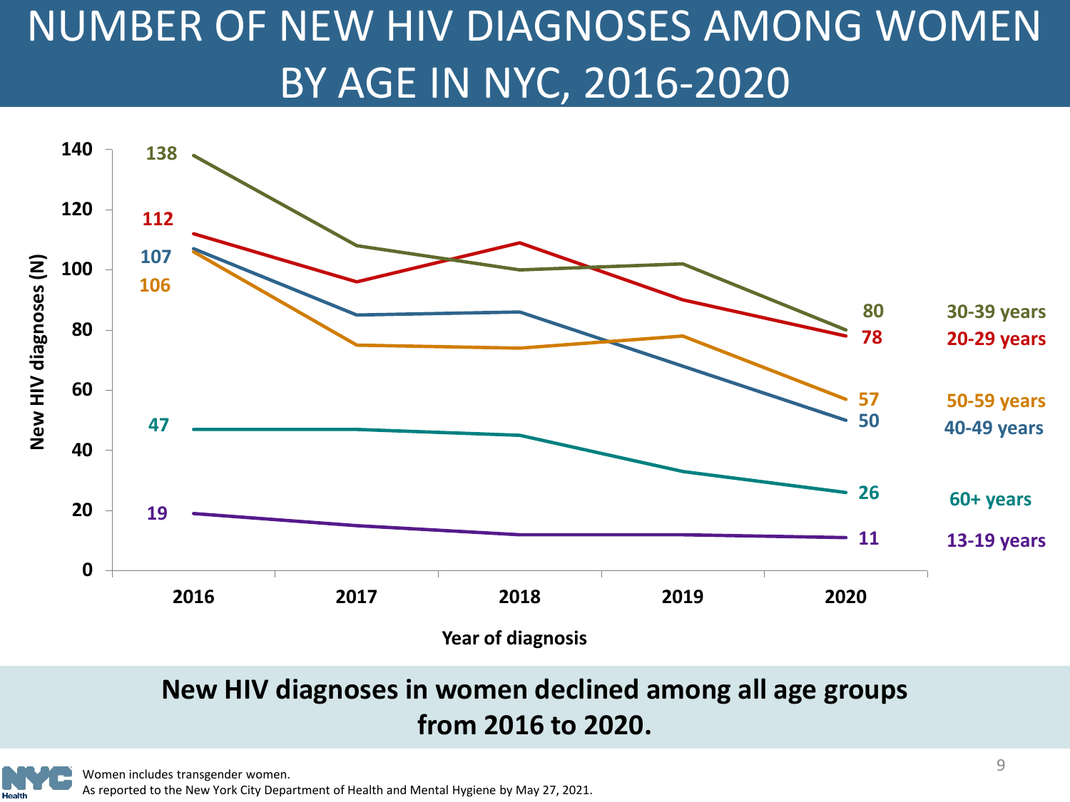# NUMBER OF NEW HIV DIAGNOSES AMONG WOMEN BY AGE IN NYC, 2016-2020

| Age group | 2016 | 2020 |
|---|---|---|
| 30-39 years | 138 | 80 |
| 20-29 years | 112 | 78 |
| 50-59 years | 106 | 57 |
| 40-49 years | 107 | 50 |
| 60+ years | 47 | 26 |
| 13-19 years | 19 | 11 |

New HIV diagnoses (N)

Year of diagnosis

**New HIV diagnoses in women declined among all age groups from 2016 to 2020.**

Women includes transgender women.
As reported to the New York City Department of Health and Mental Hygiene by May 27, 2021.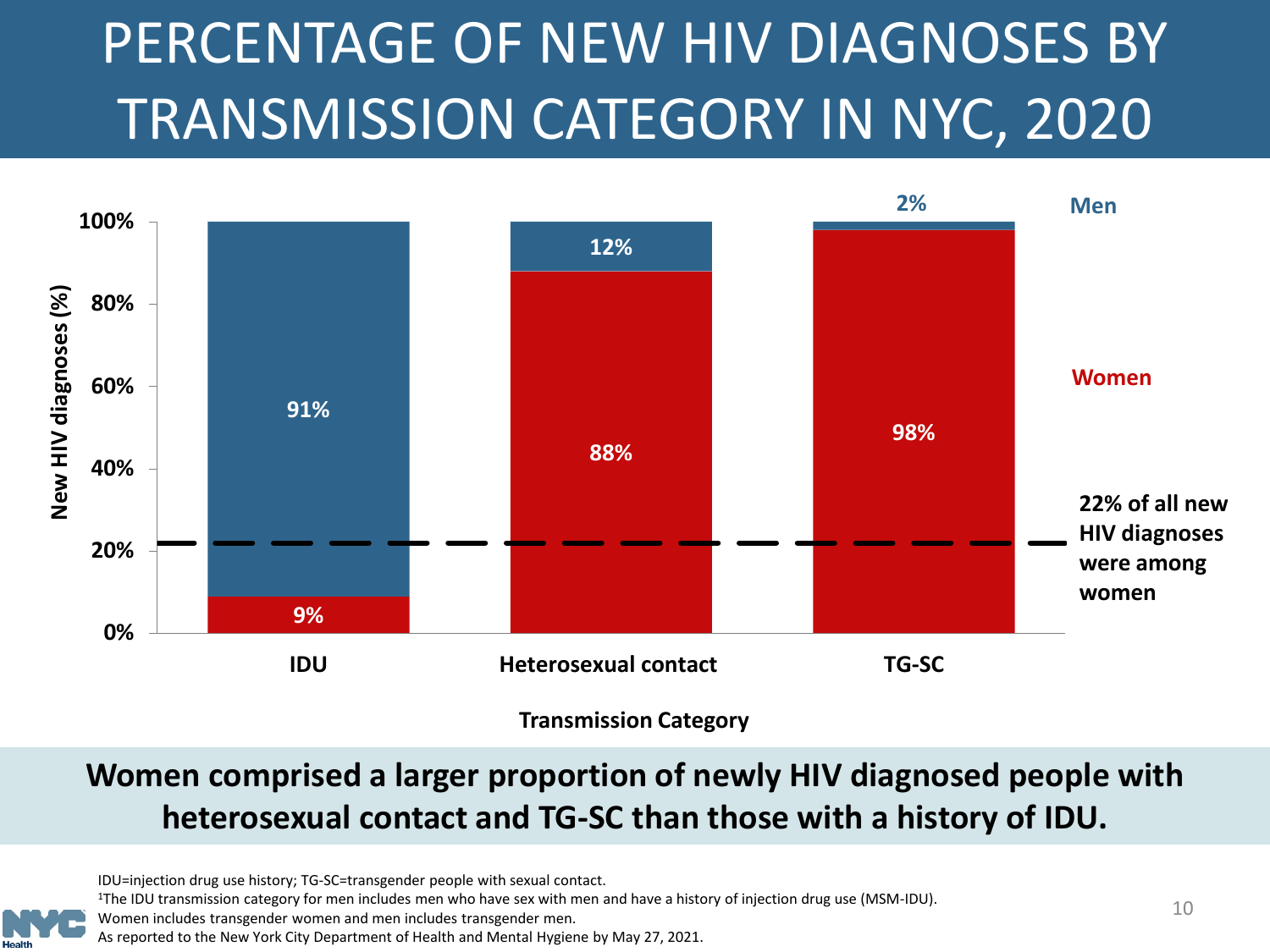# PERCENTAGE OF NEW HIV DIAGNOSES BY TRANSMISSION CATEGORY IN NYC, 2020

| Transmission Category | Men | Women |
|---|---|---|
| IDU | 91% | 9% |
| Heterosexual contact | 12% | 88% |
| TG-SC | 2% | 98% |

New HIV diagnoses (%)

22% of all new HIV diagnoses were among women

**Women comprised a larger proportion of newly HIV diagnosed people with heterosexual contact and TG-SC than those with a history of IDU.**

IDU=injection drug use history; TG-SC=transgender people with sexual contact.
[1]The IDU transmission category for men includes men who have sex with men and have a history of injection drug use (MSM-IDU).
Women includes transgender women and men includes transgender men.
As reported to the New York City Department of Health and Mental Hygiene by May 27, 2021.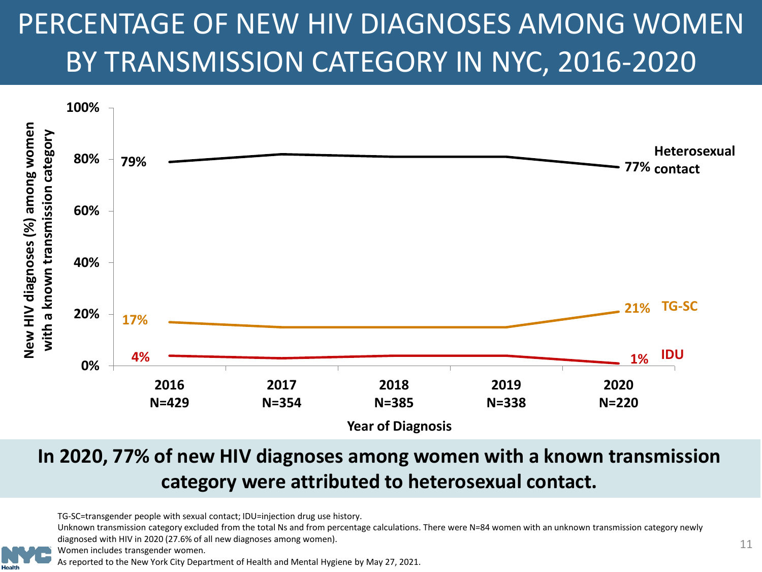# PERCENTAGE OF NEW HIV DIAGNOSES AMONG WOMEN BY TRANSMISSION CATEGORY IN NYC, 2016-2020

New HIV diagnoses (%) among women with a known transmission category

| Year of Diagnosis | Heterosexual contact | TG-SC | IDU |
|---|---|---|---|
| 2016 (N=429) | 79% | 17% | 4% |
| 2017 (N=354) | | | |
| 2018 (N=385) | | | |
| 2019 (N=338) | | | |
| 2020 (N=220) | 77% | 21% | 1% |

**In 2020, 77% of new HIV diagnoses among women with a known transmission category were attributed to heterosexual contact.**

TG-SC=transgender people with sexual contact; IDU=injection drug use history.

Unknown transmission category excluded from the total Ns and from percentage calculations. There were N=84 women with an unknown transmission category newly diagnosed with HIV in 2020 (27.6% of all new diagnoses among women).

Women includes transgender women.

As reported to the New York City Department of Health and Mental Hygiene by May 27, 2021.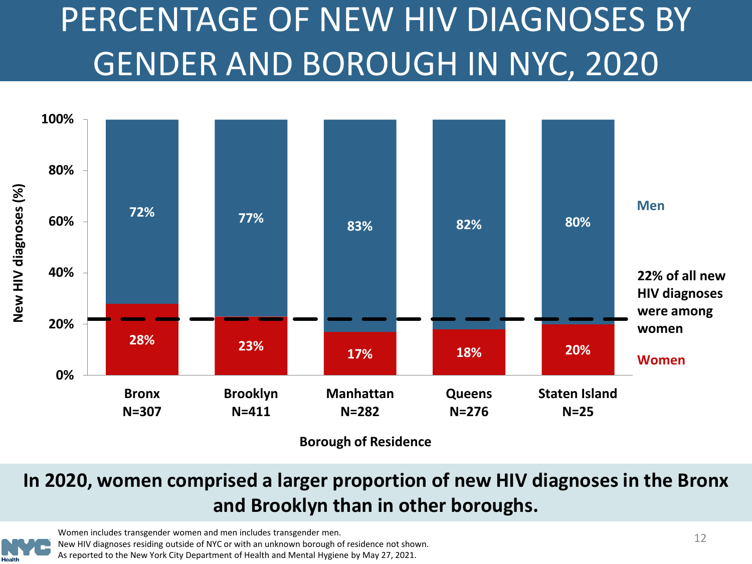# PERCENTAGE OF NEW HIV DIAGNOSES BY GENDER AND BOROUGH IN NYC, 2020

| Borough of Residence | Women | Men |
|---|---|---|
| Bronx N=307 | 28% | 72% |
| Brooklyn N=411 | 23% | 77% |
| Manhattan N=282 | 17% | 83% |
| Queens N=276 | 18% | 82% |
| Staten Island N=25 | 20% | 80% |

22% of all new HIV diagnoses were among women

**In 2020, women comprised a larger proportion of new HIV diagnoses in the Bronx and Brooklyn than in other boroughs.**

Women includes transgender women and men includes transgender men.
New HIV diagnoses residing outside of NYC or with an unknown borough of residence not shown.
As reported to the New York City Department of Health and Mental Hygiene by May 27, 2021.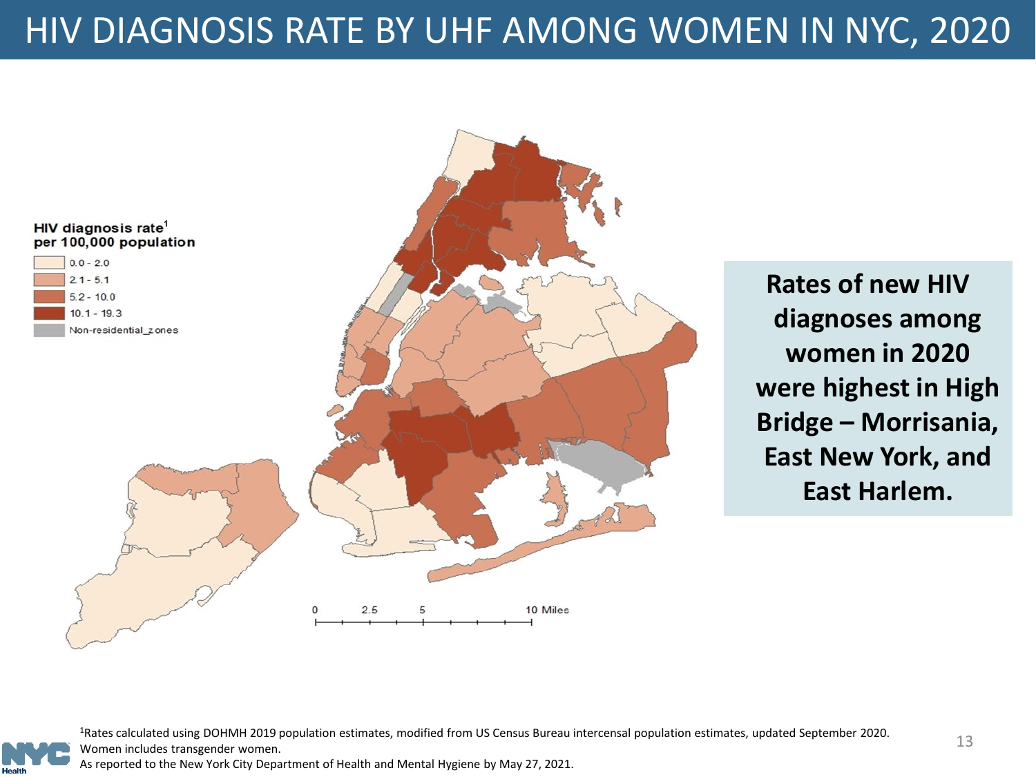# HIV DIAGNOSIS RATE BY UHF AMONG WOMEN IN NYC, 2020

HIV diagnosis rate[1] per 100,000 population

- 0.0 - 2.0
- 2.1 - 5.1
- 5.2 - 10.0
- 10.1 - 19.3
- Non-residential_zones

0 2.5 5 10 Miles

**Rates of new HIV diagnoses among women in 2020 were highest in High Bridge – Morrisania, East New York, and East Harlem.**

[1]Rates calculated using DOHMH 2019 population estimates, modified from US Census Bureau intercensal population estimates, updated September 2020.
Women includes transgender women.
As reported to the New York City Department of Health and Mental Hygiene by May 27, 2021.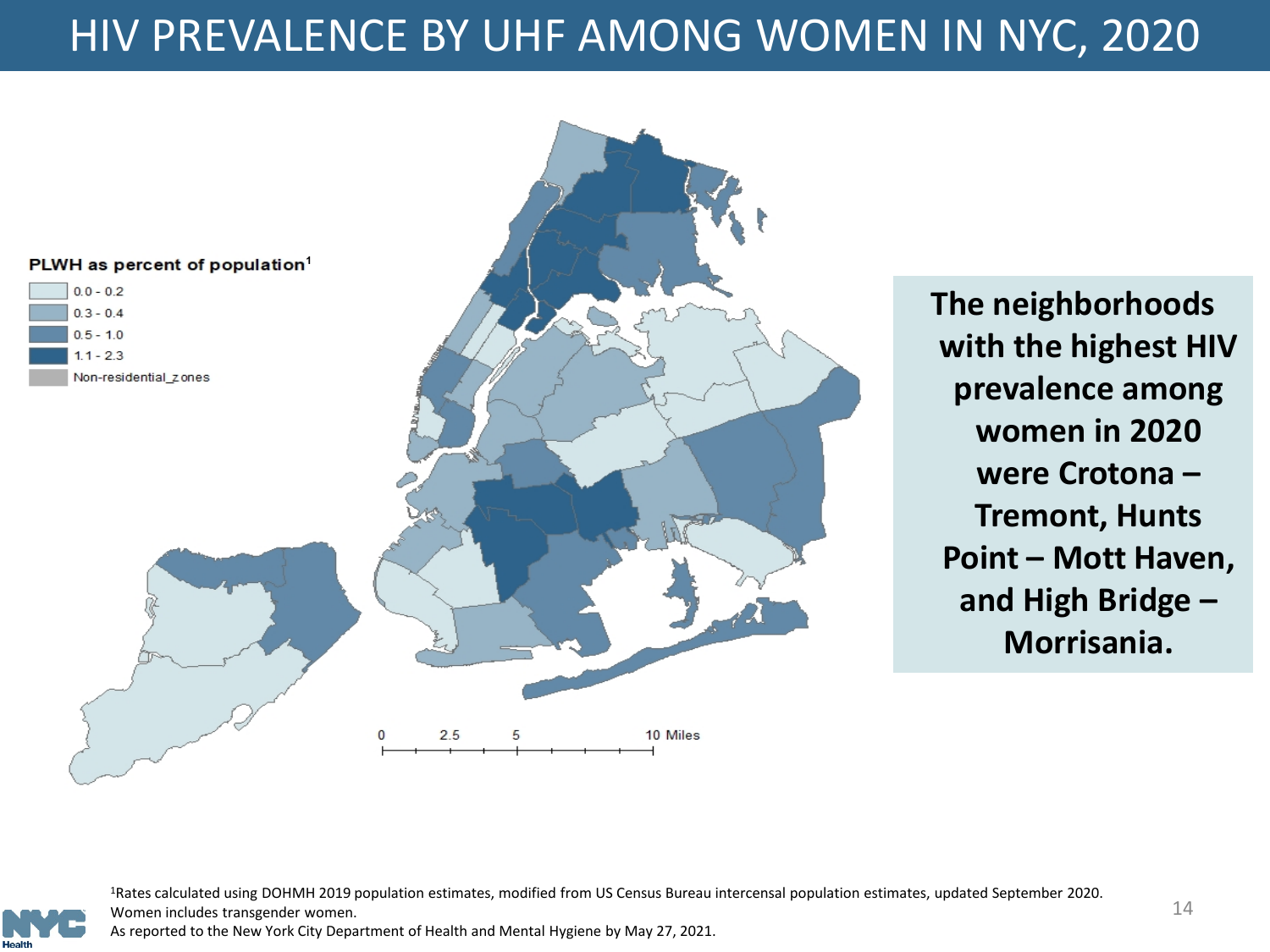# HIV PREVALENCE BY UHF AMONG WOMEN IN NYC, 2020

**PLWH as percent of population[1]**

- 0.0 - 0.2
- 0.3 - 0.4
- 0.5 - 1.0
- 1.1 - 2.3
- Non-residential_zones

0 2.5 5 10 Miles

**The neighborhoods with the highest HIV prevalence among women in 2020 were Crotona – Tremont, Hunts Point – Mott Haven, and High Bridge – Morrisania.**

[1]Rates calculated using DOHMH 2019 population estimates, modified from US Census Bureau intercensal population estimates, updated September 2020.
Women includes transgender women.
As reported to the New York City Department of Health and Mental Hygiene by May 27, 2021.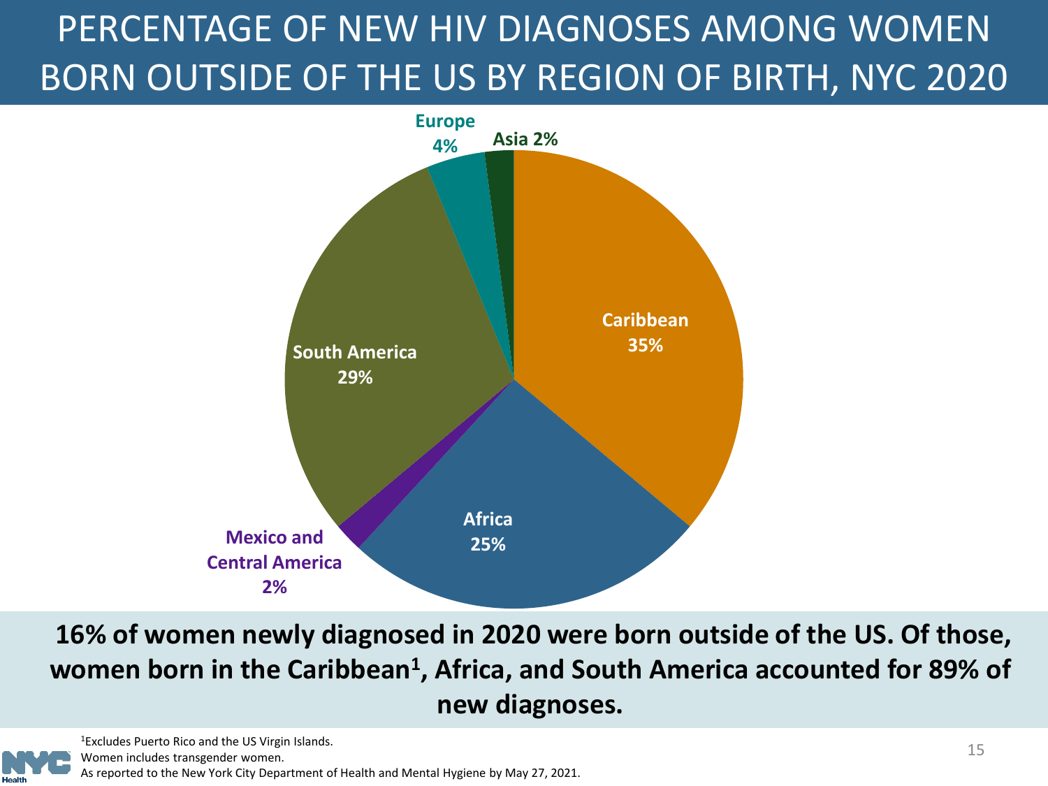# PERCENTAGE OF NEW HIV DIAGNOSES AMONG WOMEN BORN OUTSIDE OF THE US BY REGION OF BIRTH, NYC 2020

| Region of birth | Percentage |
| --- | --- |
| Caribbean | 35% |
| South America | 29% |
| Africa | 25% |
| Europe | 4% |
| Asia | 2% |
| Mexico and Central America | 2% |

**16% of women newly diagnosed in 2020 were born outside of the US. Of those, women born in the Caribbean[1], Africa, and South America accounted for 89% of new diagnoses.**

[1]Excludes Puerto Rico and the US Virgin Islands.
Women includes transgender women.
As reported to the New York City Department of Health and Mental Hygiene by May 27, 2021.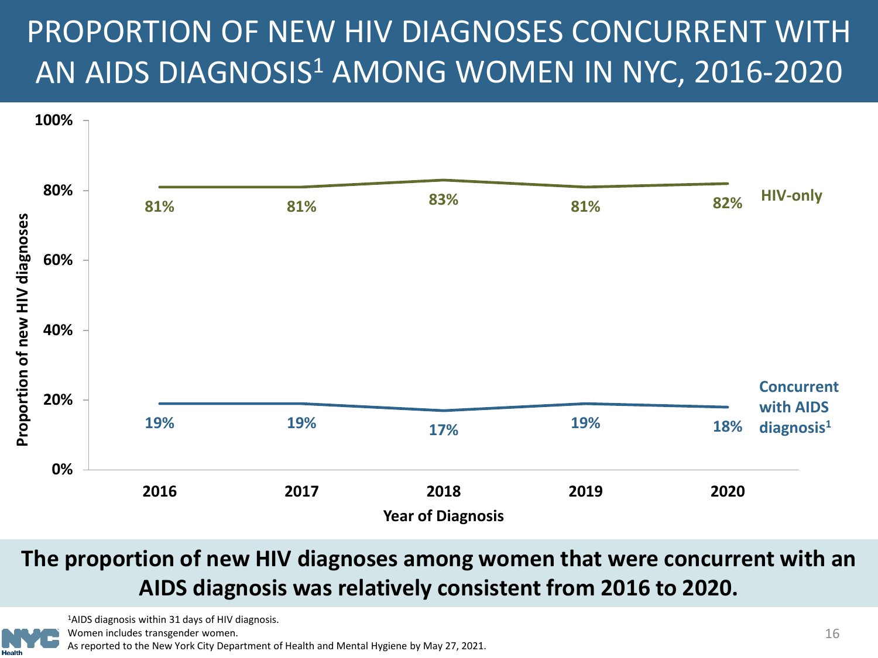# PROPORTION OF NEW HIV DIAGNOSES CONCURRENT WITH AN AIDS DIAGNOSIS[1] AMONG WOMEN IN NYC, 2016-2020

| Year of Diagnosis | HIV-only | Concurrent with AIDS diagnosis[1] |
| --- | --- | --- |
| 2016 | 81% | 19% |
| 2017 | 81% | 19% |
| 2018 | 83% | 17% |
| 2019 | 81% | 19% |
| 2020 | 82% | 18% |

**The proportion of new HIV diagnoses among women that were concurrent with an AIDS diagnosis was relatively consistent from 2016 to 2020.**

[1]AIDS diagnosis within 31 days of HIV diagnosis.
Women includes transgender women.
As reported to the New York City Department of Health and Mental Hygiene by May 27, 2021.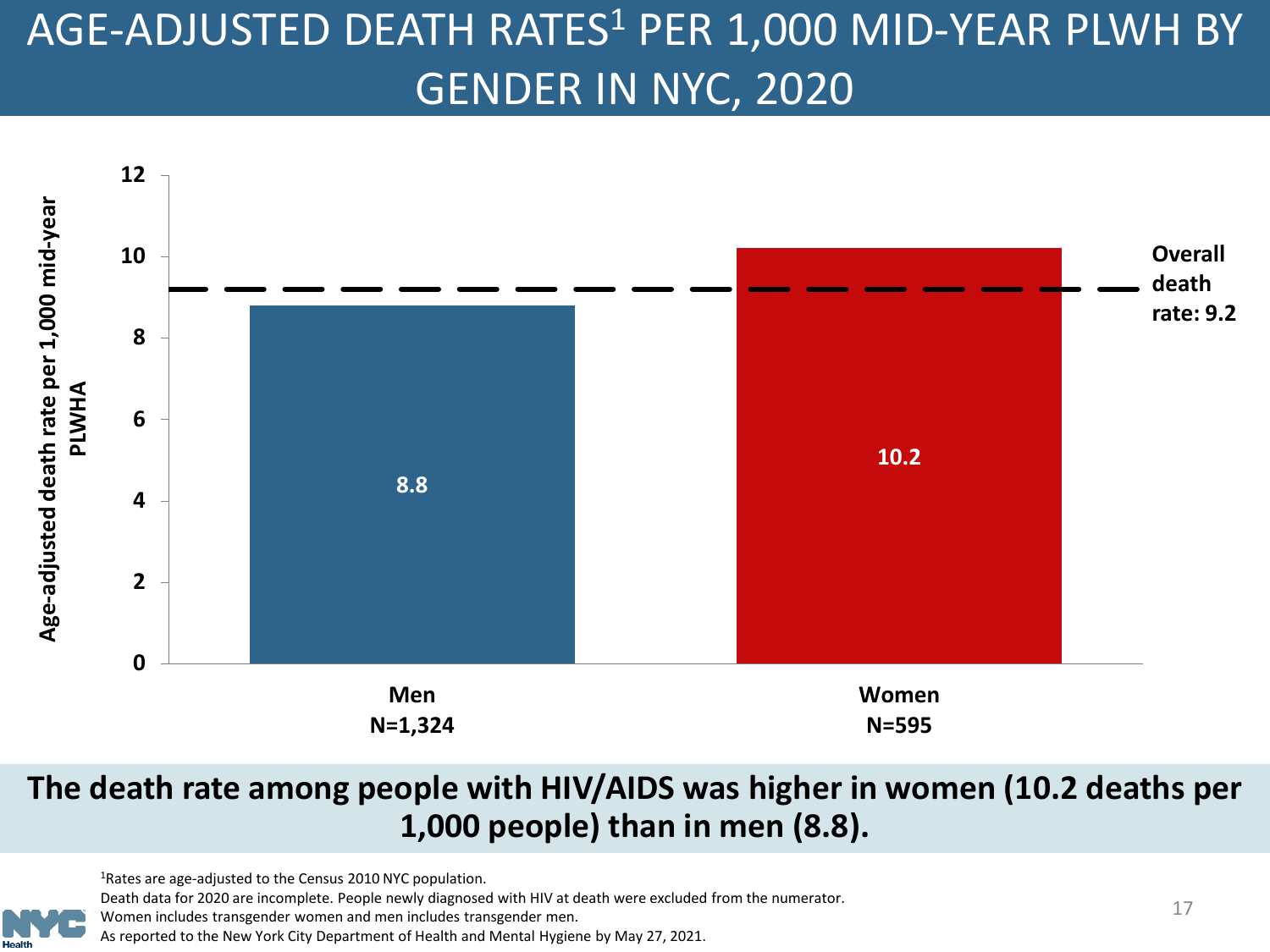# AGE-ADJUSTED DEATH RATES[1] PER 1,000 MID-YEAR PLWH BY GENDER IN NYC, 2020

| Gender | Age-adjusted death rate per 1,000 mid-year PLWHA |
| --- | --- |
| Men N=1,324 | 8.8 |
| Women N=595 | 10.2 |

Overall death rate: 9.2

**The death rate among people with HIV/AIDS was higher in women (10.2 deaths per 1,000 people) than in men (8.8).**

[1]Rates are age-adjusted to the Census 2010 NYC population.
Death data for 2020 are incomplete. People newly diagnosed with HIV at death were excluded from the numerator.
Women includes transgender women and men includes transgender men.
As reported to the New York City Department of Health and Mental Hygiene by May 27, 2021.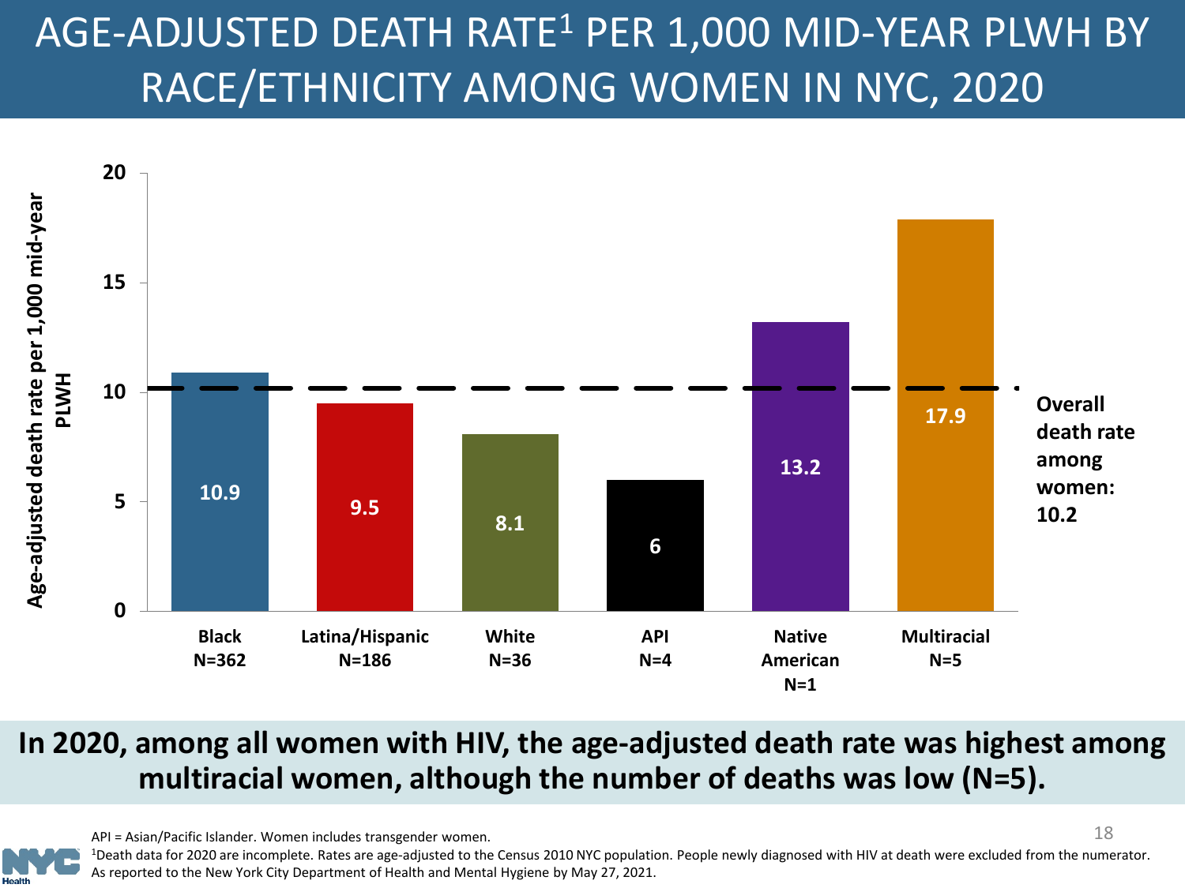# AGE-ADJUSTED DEATH RATE[1] PER 1,000 MID-YEAR PLWH BY RACE/ETHNICITY AMONG WOMEN IN NYC, 2020

| Race/ethnicity | N | Age-adjusted death rate per 1,000 mid-year PLWH |
|---|---|---|
| Black | 362 | 10.9 |
| Latina/Hispanic | 186 | 9.5 |
| White | 36 | 8.1 |
| API | 4 | 6 |
| Native American | 1 | 13.2 |
| Multiracial | 5 | 17.9 |

Overall death rate among women: 10.2

**In 2020, among all women with HIV, the age-adjusted death rate was highest among multiracial women, although the number of deaths was low (N=5).**

API = Asian/Pacific Islander. Women includes transgender women.

[1]Death data for 2020 are incomplete. Rates are age-adjusted to the Census 2010 NYC population. People newly diagnosed with HIV at death were excluded from the numerator. As reported to the New York City Department of Health and Mental Hygiene by May 27, 2021.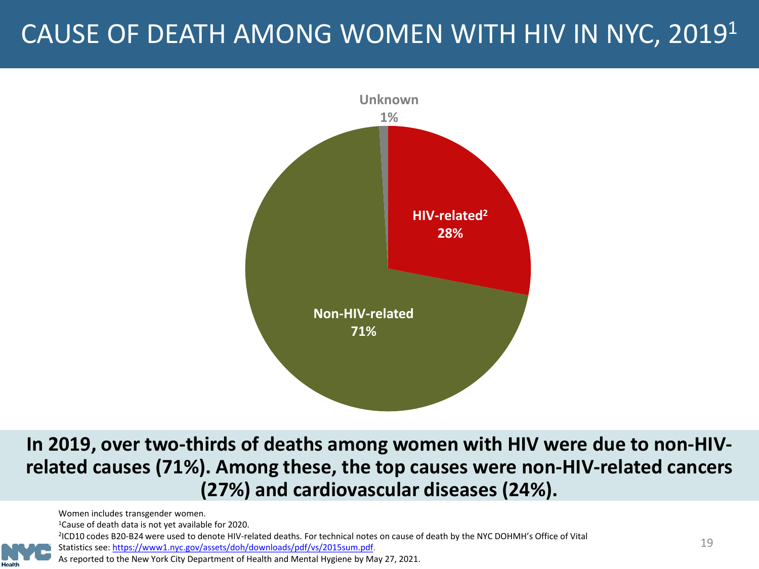# CAUSE OF DEATH AMONG WOMEN WITH HIV IN NYC, 2019[1]

Unknown 1%

HIV-related[2] 28%

Non-HIV-related 71%

**In 2019, over two-thirds of deaths among women with HIV were due to non-HIV-related causes (71%). Among these, the top causes were non-HIV-related cancers (27%) and cardiovascular diseases (24%).**

Women includes transgender women.

[1]Cause of death data is not yet available for 2020.

[2]ICD10 codes B20-B24 were used to denote HIV-related deaths. For technical notes on cause of death by the NYC DOHMH's Office of Vital Statistics see: https://www1.nyc.gov/assets/doh/downloads/pdf/vs/2015sum.pdf.

As reported to the New York City Department of Health and Mental Hygiene by May 27, 2021.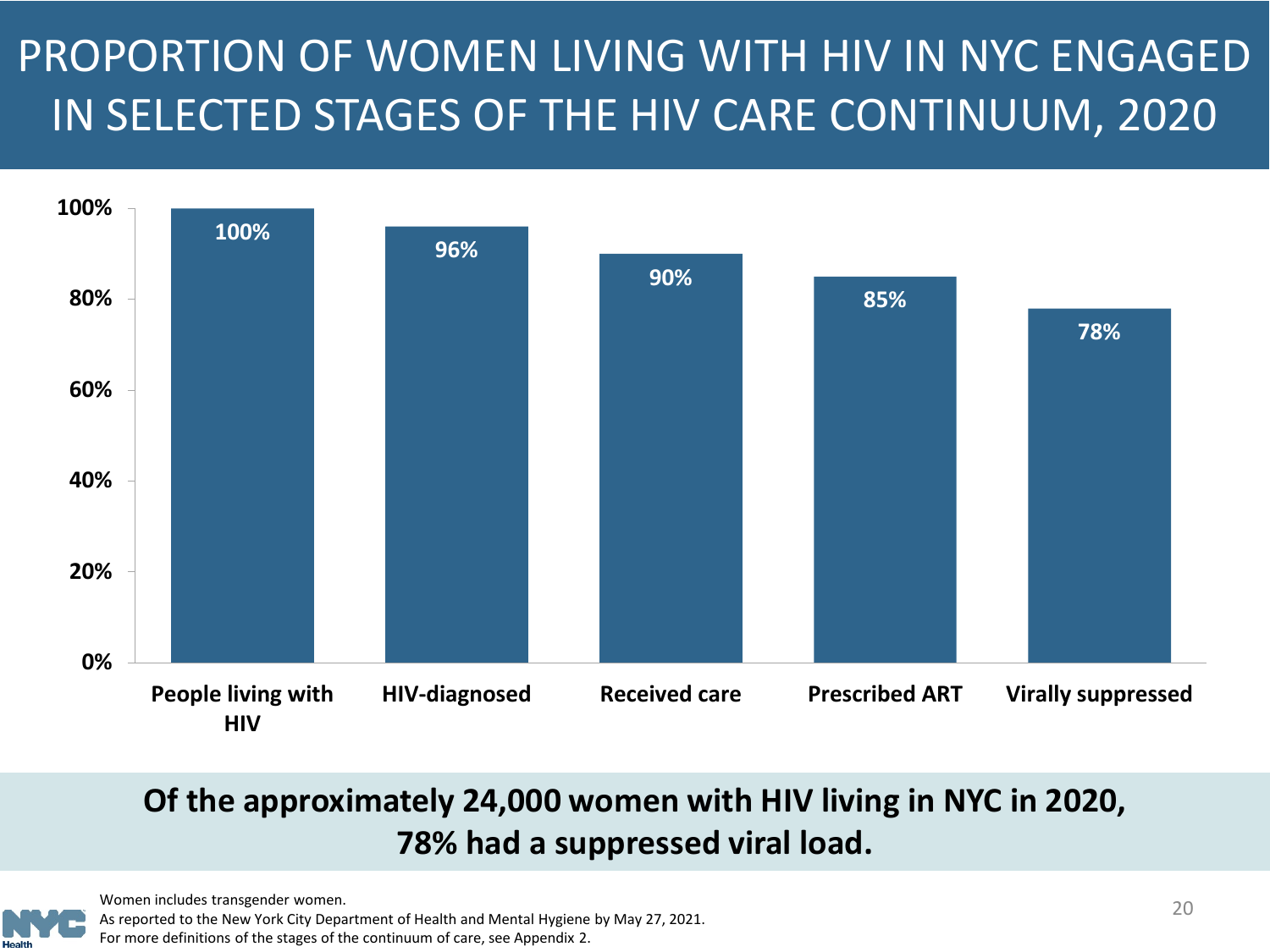# PROPORTION OF WOMEN LIVING WITH HIV IN NYC ENGAGED IN SELECTED STAGES OF THE HIV CARE CONTINUUM, 2020

| Stage | Percent |
|---|---|
| People living with HIV | 100% |
| HIV-diagnosed | 96% |
| Received care | 90% |
| Prescribed ART | 85% |
| Virally suppressed | 78% |

**Of the approximately 24,000 women with HIV living in NYC in 2020, 78% had a suppressed viral load.**

Women includes transgender women.
As reported to the New York City Department of Health and Mental Hygiene by May 27, 2021.
For more definitions of the stages of the continuum of care, see Appendix 2.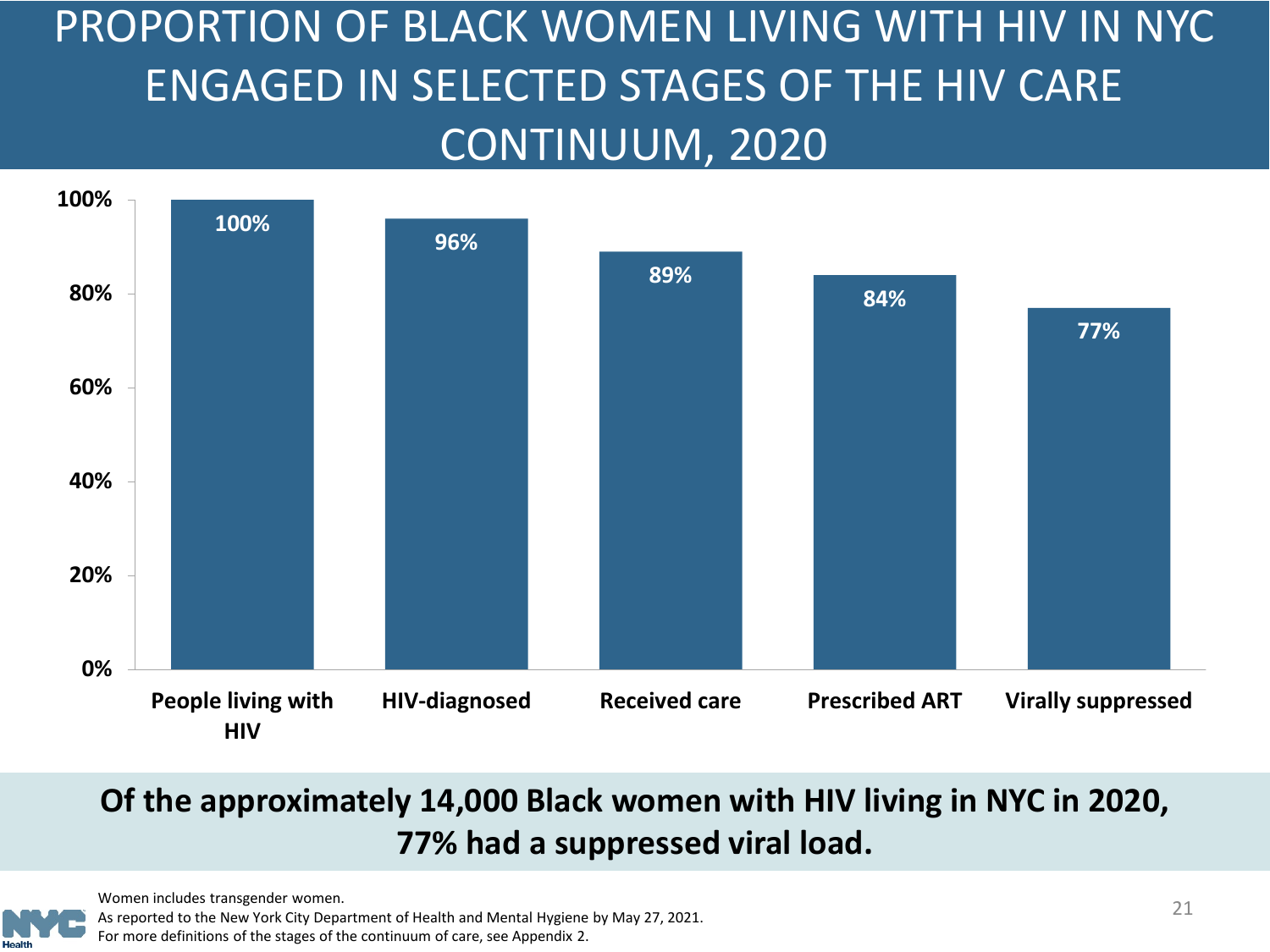# PROPORTION OF BLACK WOMEN LIVING WITH HIV IN NYC ENGAGED IN SELECTED STAGES OF THE HIV CARE CONTINUUM, 2020

| Stage | Percent |
|---|---|
| People living with HIV | 100% |
| HIV-diagnosed | 96% |
| Received care | 89% |
| Prescribed ART | 84% |
| Virally suppressed | 77% |

**Of the approximately 14,000 Black women with HIV living in NYC in 2020, 77% had a suppressed viral load.**

Women includes transgender women.
As reported to the New York City Department of Health and Mental Hygiene by May 27, 2021.
For more definitions of the stages of the continuum of care, see Appendix 2.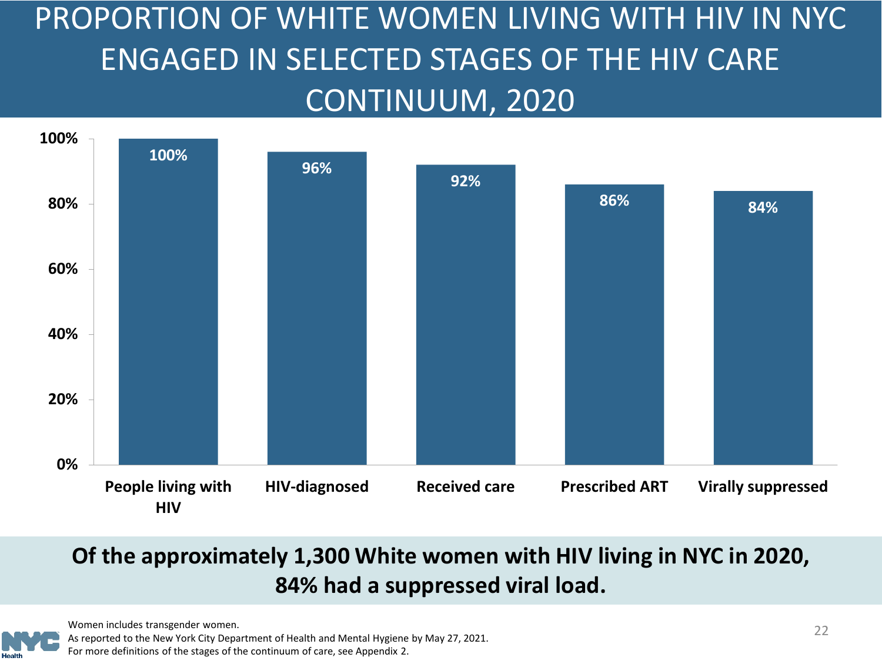# PROPORTION OF WHITE WOMEN LIVING WITH HIV IN NYC ENGAGED IN SELECTED STAGES OF THE HIV CARE CONTINUUM, 2020

| Stage | Percent |
|---|---|
| People living with HIV | 100% |
| HIV-diagnosed | 96% |
| Received care | 92% |
| Prescribed ART | 86% |
| Virally suppressed | 84% |

**Of the approximately 1,300 White women with HIV living in NYC in 2020, 84% had a suppressed viral load.**

Women includes transgender women.
As reported to the New York City Department of Health and Mental Hygiene by May 27, 2021.
For more definitions of the stages of the continuum of care, see Appendix 2.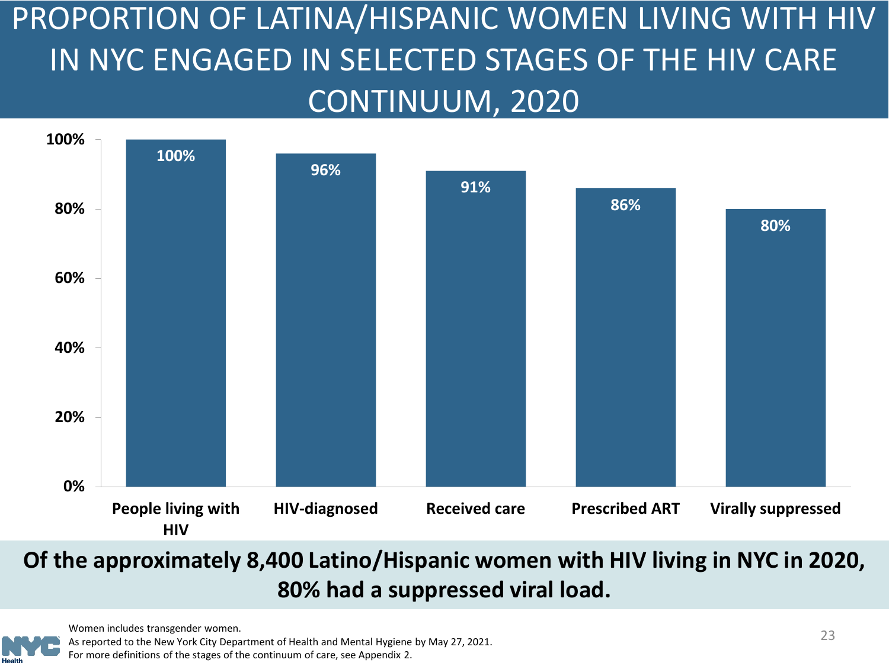# PROPORTION OF LATINA/HISPANIC WOMEN LIVING WITH HIV IN NYC ENGAGED IN SELECTED STAGES OF THE HIV CARE CONTINUUM, 2020

| Stage | Percent |
|---|---|
| People living with HIV | 100% |
| HIV-diagnosed | 96% |
| Received care | 91% |
| Prescribed ART | 86% |
| Virally suppressed | 80% |

**Of the approximately 8,400 Latino/Hispanic women with HIV living in NYC in 2020, 80% had a suppressed viral load.**

Women includes transgender women.
As reported to the New York City Department of Health and Mental Hygiene by May 27, 2021.
For more definitions of the stages of the continuum of care, see Appendix 2.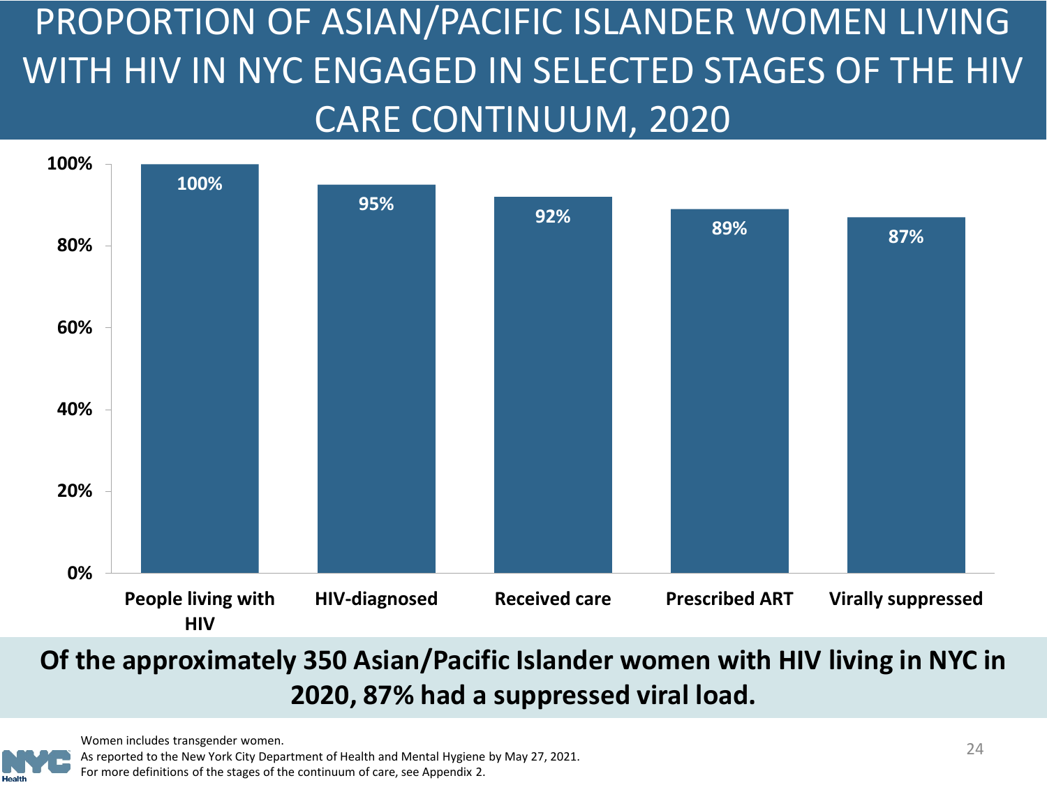# PROPORTION OF ASIAN/PACIFIC ISLANDER WOMEN LIVING WITH HIV IN NYC ENGAGED IN SELECTED STAGES OF THE HIV CARE CONTINUUM, 2020

| Stage | Percent |
|---|---|
| People living with HIV | 100% |
| HIV-diagnosed | 95% |
| Received care | 92% |
| Prescribed ART | 89% |
| Virally suppressed | 87% |

**Of the approximately 350 Asian/Pacific Islander women with HIV living in NYC in 2020, 87% had a suppressed viral load.**

Women includes transgender women.
As reported to the New York City Department of Health and Mental Hygiene by May 27, 2021.
For more definitions of the stages of the continuum of care, see Appendix 2.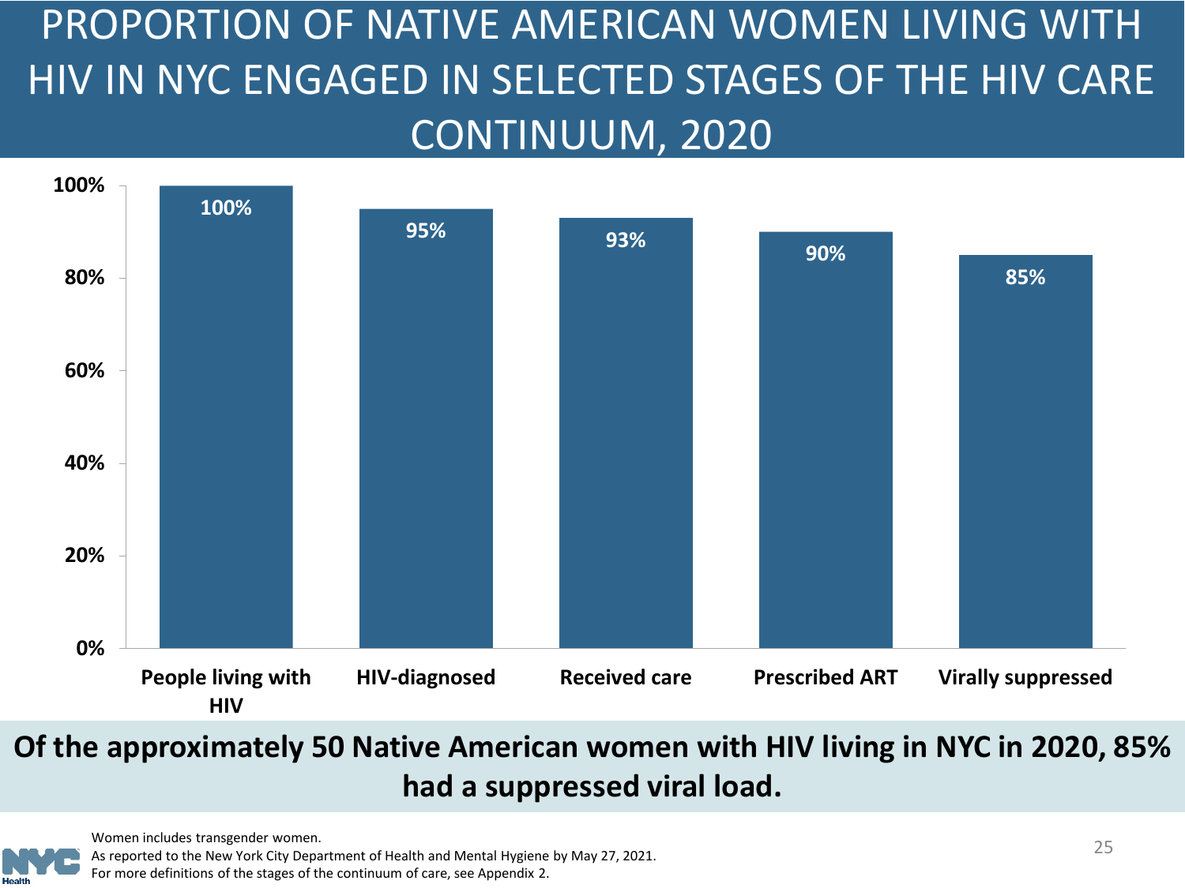# PROPORTION OF NATIVE AMERICAN WOMEN LIVING WITH HIV IN NYC ENGAGED IN SELECTED STAGES OF THE HIV CARE CONTINUUM, 2020

| Stage | Percent |
| --- | --- |
| People living with HIV | 100% |
| HIV-diagnosed | 95% |
| Received care | 93% |
| Prescribed ART | 90% |
| Virally suppressed | 85% |

**Of the approximately 50 Native American women with HIV living in NYC in 2020, 85% had a suppressed viral load.**

Women includes transgender women.
As reported to the New York City Department of Health and Mental Hygiene by May 27, 2021.
For more definitions of the stages of the continuum of care, see Appendix 2.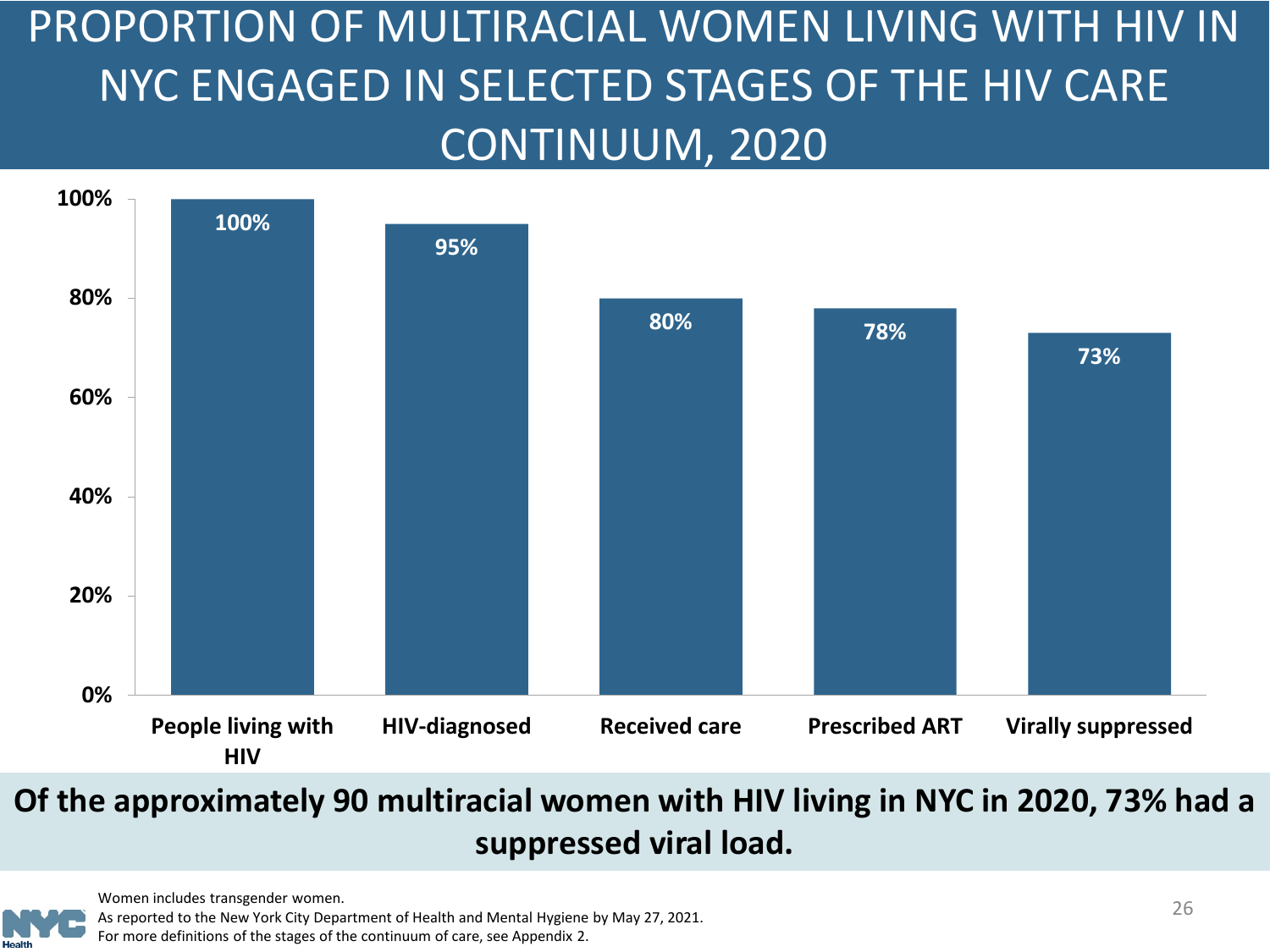# PROPORTION OF MULTIRACIAL WOMEN LIVING WITH HIV IN NYC ENGAGED IN SELECTED STAGES OF THE HIV CARE CONTINUUM, 2020

| Stage | Percent |
|---|---|
| People living with HIV | 100% |
| HIV-diagnosed | 95% |
| Received care | 80% |
| Prescribed ART | 78% |
| Virally suppressed | 73% |

**Of the approximately 90 multiracial women with HIV living in NYC in 2020, 73% had a suppressed viral load.**

Women includes transgender women.
As reported to the New York City Department of Health and Mental Hygiene by May 27, 2021.
For more definitions of the stages of the continuum of care, see Appendix 2.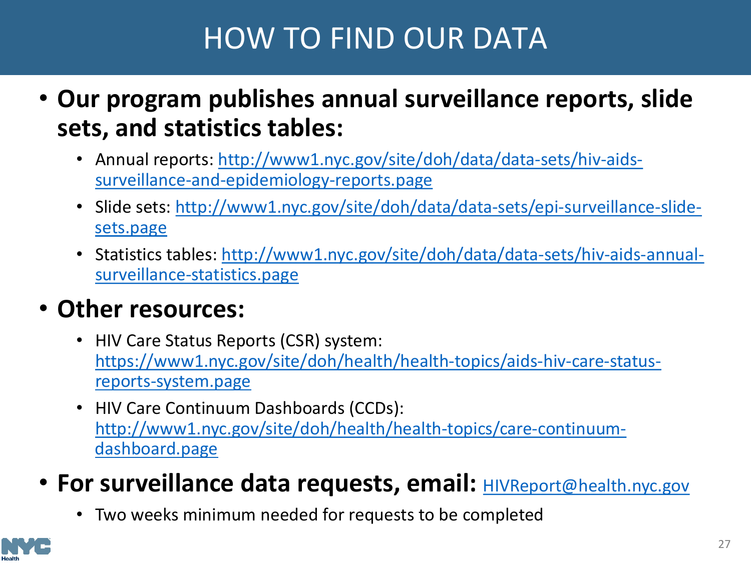# HOW TO FIND OUR DATA

- **Our program publishes annual surveillance reports, slide sets, and statistics tables:**
  - Annual reports: http://www1.nyc.gov/site/doh/data/data-sets/hiv-aids-surveillance-and-epidemiology-reports.page
  - Slide sets: http://www1.nyc.gov/site/doh/data/data-sets/epi-surveillance-slide-sets.page
  - Statistics tables: http://www1.nyc.gov/site/doh/data/data-sets/hiv-aids-annual-surveillance-statistics.page
- **Other resources:**
  - HIV Care Status Reports (CSR) system: https://www1.nyc.gov/site/doh/health/health-topics/aids-hiv-care-status-reports-system.page
  - HIV Care Continuum Dashboards (CCDs): http://www1.nyc.gov/site/doh/health/health-topics/care-continuum-dashboard.page
- **For surveillance data requests, email:** HIVReport@health.nyc.gov
  - Two weeks minimum needed for requests to be completed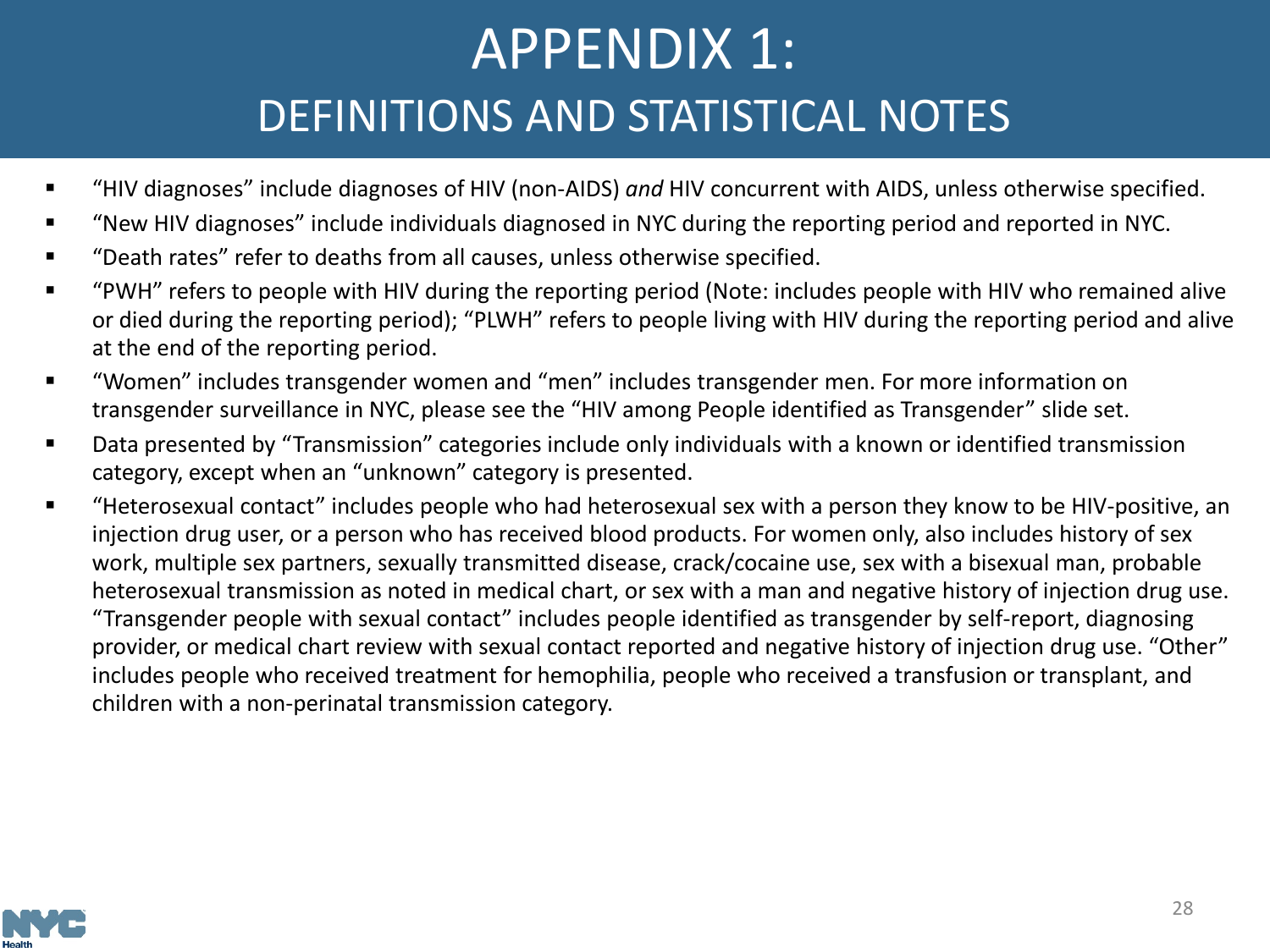# APPENDIX 1:
## DEFINITIONS AND STATISTICAL NOTES

- "HIV diagnoses" include diagnoses of HIV (non-AIDS) *and* HIV concurrent with AIDS, unless otherwise specified.
- "New HIV diagnoses" include individuals diagnosed in NYC during the reporting period and reported in NYC.
- "Death rates" refer to deaths from all causes, unless otherwise specified.
- "PWH" refers to people with HIV during the reporting period (Note: includes people with HIV who remained alive or died during the reporting period); "PLWH" refers to people living with HIV during the reporting period and alive at the end of the reporting period.
- "Women" includes transgender women and "men" includes transgender men. For more information on transgender surveillance in NYC, please see the "HIV among People identified as Transgender" slide set.
- Data presented by "Transmission" categories include only individuals with a known or identified transmission category, except when an "unknown" category is presented.
- "Heterosexual contact" includes people who had heterosexual sex with a person they know to be HIV-positive, an injection drug user, or a person who has received blood products. For women only, also includes history of sex work, multiple sex partners, sexually transmitted disease, crack/cocaine use, sex with a bisexual man, probable heterosexual transmission as noted in medical chart, or sex with a man and negative history of injection drug use. "Transgender people with sexual contact" includes people identified as transgender by self-report, diagnosing provider, or medical chart review with sexual contact reported and negative history of injection drug use. "Other" includes people who received treatment for hemophilia, people who received a transfusion or transplant, and children with a non-perinatal transmission category.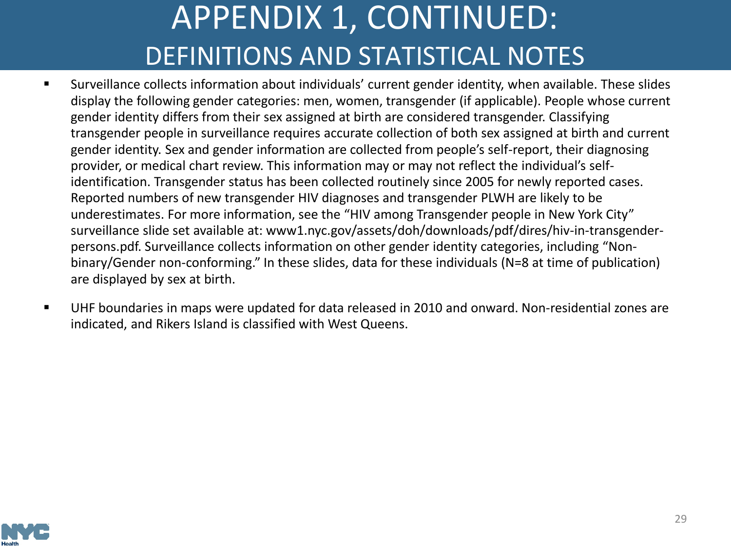# APPENDIX 1, CONTINUED:
## DEFINITIONS AND STATISTICAL NOTES

- Surveillance collects information about individuals' current gender identity, when available. These slides display the following gender categories: men, women, transgender (if applicable). People whose current gender identity differs from their sex assigned at birth are considered transgender. Classifying transgender people in surveillance requires accurate collection of both sex assigned at birth and current gender identity. Sex and gender information are collected from people's self-report, their diagnosing provider, or medical chart review. This information may or may not reflect the individual's self-identification. Transgender status has been collected routinely since 2005 for newly reported cases. Reported numbers of new transgender HIV diagnoses and transgender PLWH are likely to be underestimates. For more information, see the "HIV among Transgender people in New York City" surveillance slide set available at: www1.nyc.gov/assets/doh/downloads/pdf/dires/hiv-in-transgender-persons.pdf. Surveillance collects information on other gender identity categories, including "Non-binary/Gender non-conforming." In these slides, data for these individuals (N=8 at time of publication) are displayed by sex at birth.

- UHF boundaries in maps were updated for data released in 2010 and onward. Non-residential zones are indicated, and Rikers Island is classified with West Queens.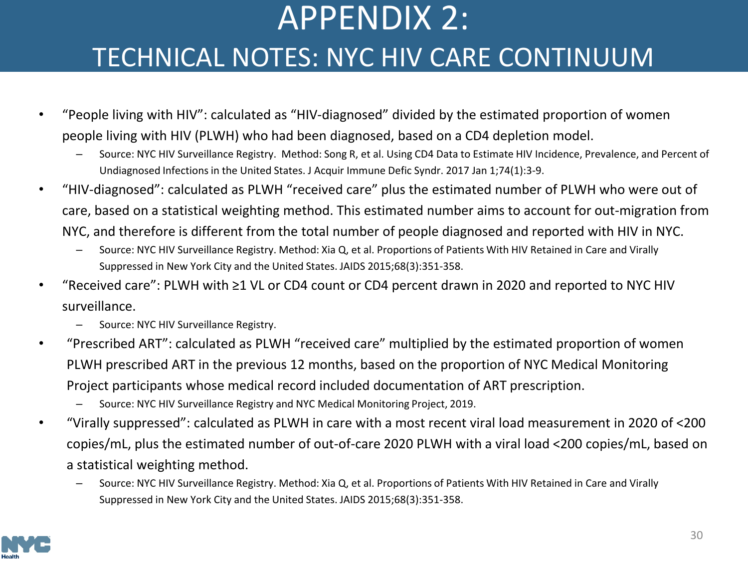# APPENDIX 2:

## TECHNICAL NOTES: NYC HIV CARE CONTINUUM

- "People living with HIV": calculated as "HIV-diagnosed" divided by the estimated proportion of women people living with HIV (PLWH) who had been diagnosed, based on a CD4 depletion model.
  - Source: NYC HIV Surveillance Registry. Method: Song R, et al. Using CD4 Data to Estimate HIV Incidence, Prevalence, and Percent of Undiagnosed Infections in the United States. J Acquir Immune Defic Syndr. 2017 Jan 1;74(1):3-9.
- "HIV-diagnosed": calculated as PLWH "received care" plus the estimated number of PLWH who were out of care, based on a statistical weighting method. This estimated number aims to account for out-migration from NYC, and therefore is different from the total number of people diagnosed and reported with HIV in NYC.
  - Source: NYC HIV Surveillance Registry. Method: Xia Q, et al. Proportions of Patients With HIV Retained in Care and Virally Suppressed in New York City and the United States. JAIDS 2015;68(3):351-358.
- "Received care": PLWH with ≥1 VL or CD4 count or CD4 percent drawn in 2020 and reported to NYC HIV surveillance.
  - Source: NYC HIV Surveillance Registry.
- "Prescribed ART": calculated as PLWH "received care" multiplied by the estimated proportion of women PLWH prescribed ART in the previous 12 months, based on the proportion of NYC Medical Monitoring Project participants whose medical record included documentation of ART prescription.
  - Source: NYC HIV Surveillance Registry and NYC Medical Monitoring Project, 2019.
- "Virally suppressed": calculated as PLWH in care with a most recent viral load measurement in 2020 of <200 copies/mL, plus the estimated number of out-of-care 2020 PLWH with a viral load <200 copies/mL, based on a statistical weighting method.
  - Source: NYC HIV Surveillance Registry. Method: Xia Q, et al. Proportions of Patients With HIV Retained in Care and Virally Suppressed in New York City and the United States. JAIDS 2015;68(3):351-358.